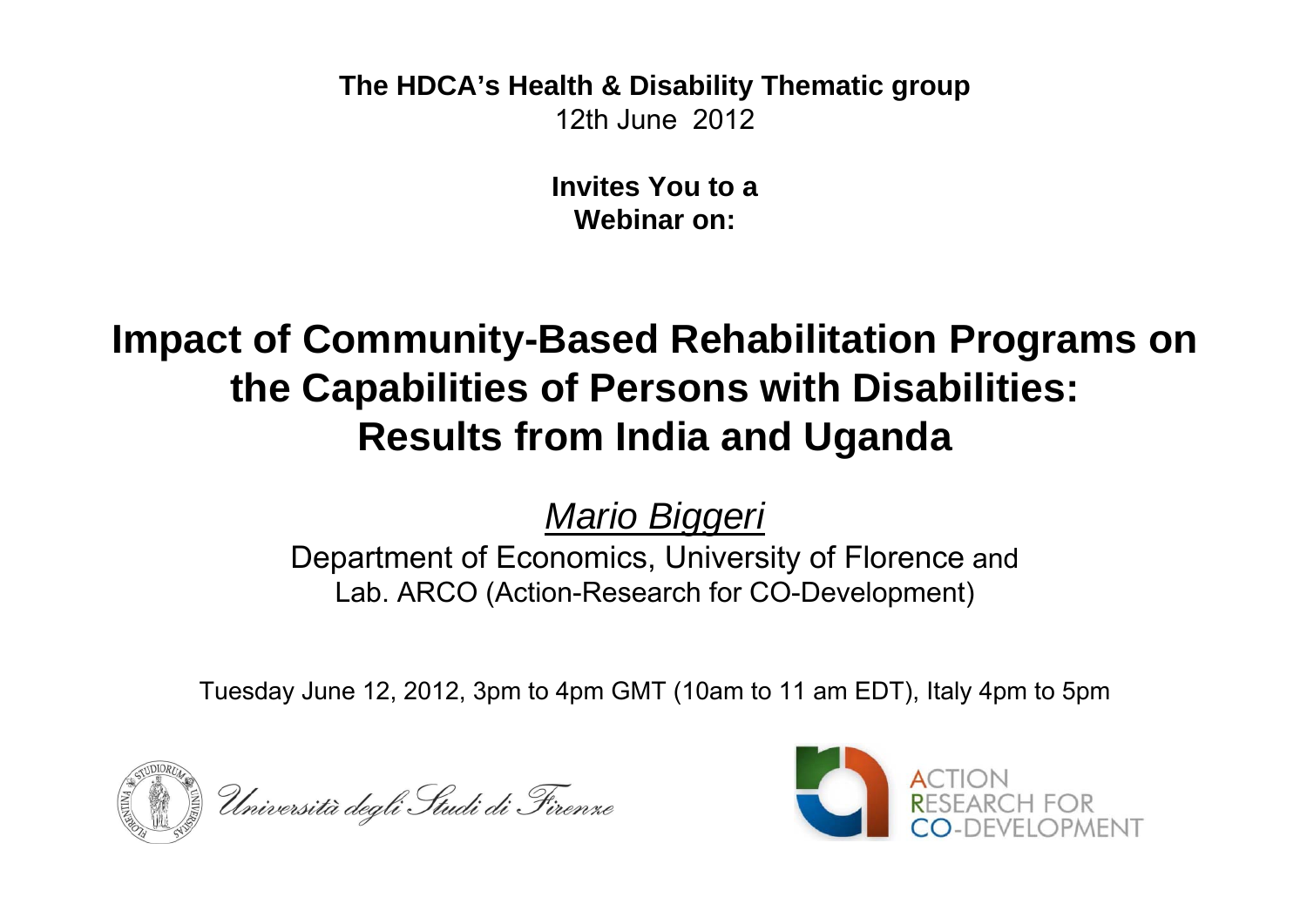**The HDCA's Health & Disability Thematic group**
12th June 2012

**Invites You to a Webinar on:**

# Impact of Community-Based Rehabilitation Programs on the Capabilities of Persons with Disabilities: Results from India and Uganda

*Mario Biggeri*

Department of Economics, University of Florence and
Lab. ARCO (Action-Research for CO-Development)

Tuesday June 12, 2012, 3pm to 4pm GMT (10am to 11 am EDT), Italy 4pm to 5pm

Università degli Studi di Firenze

ACTION RESEARCH FOR CO-DEVELOPMENT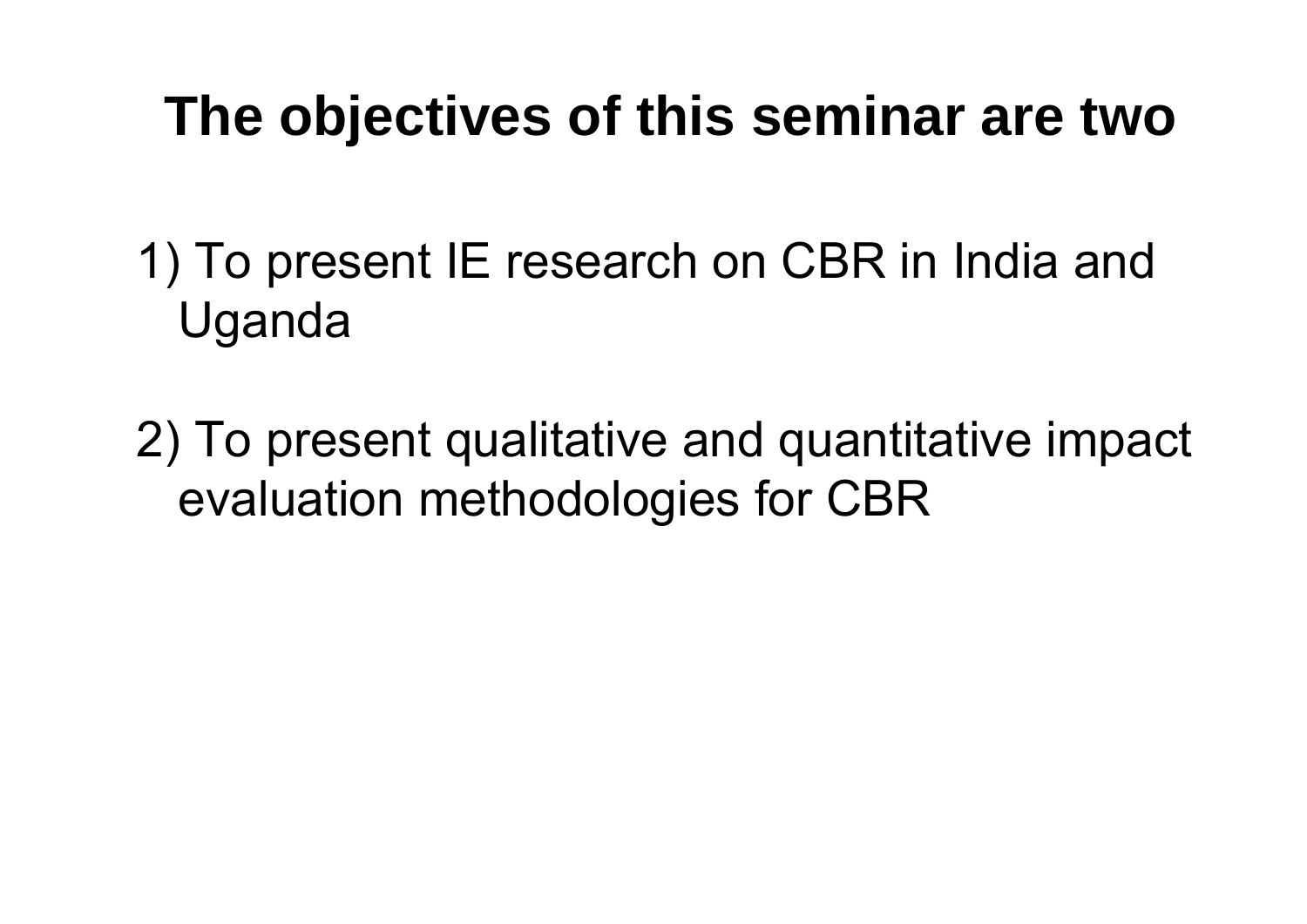# The objectives of this seminar are two

1) To present IE research on CBR in India and Uganda

2) To present qualitative and quantitative impact evaluation methodologies for CBR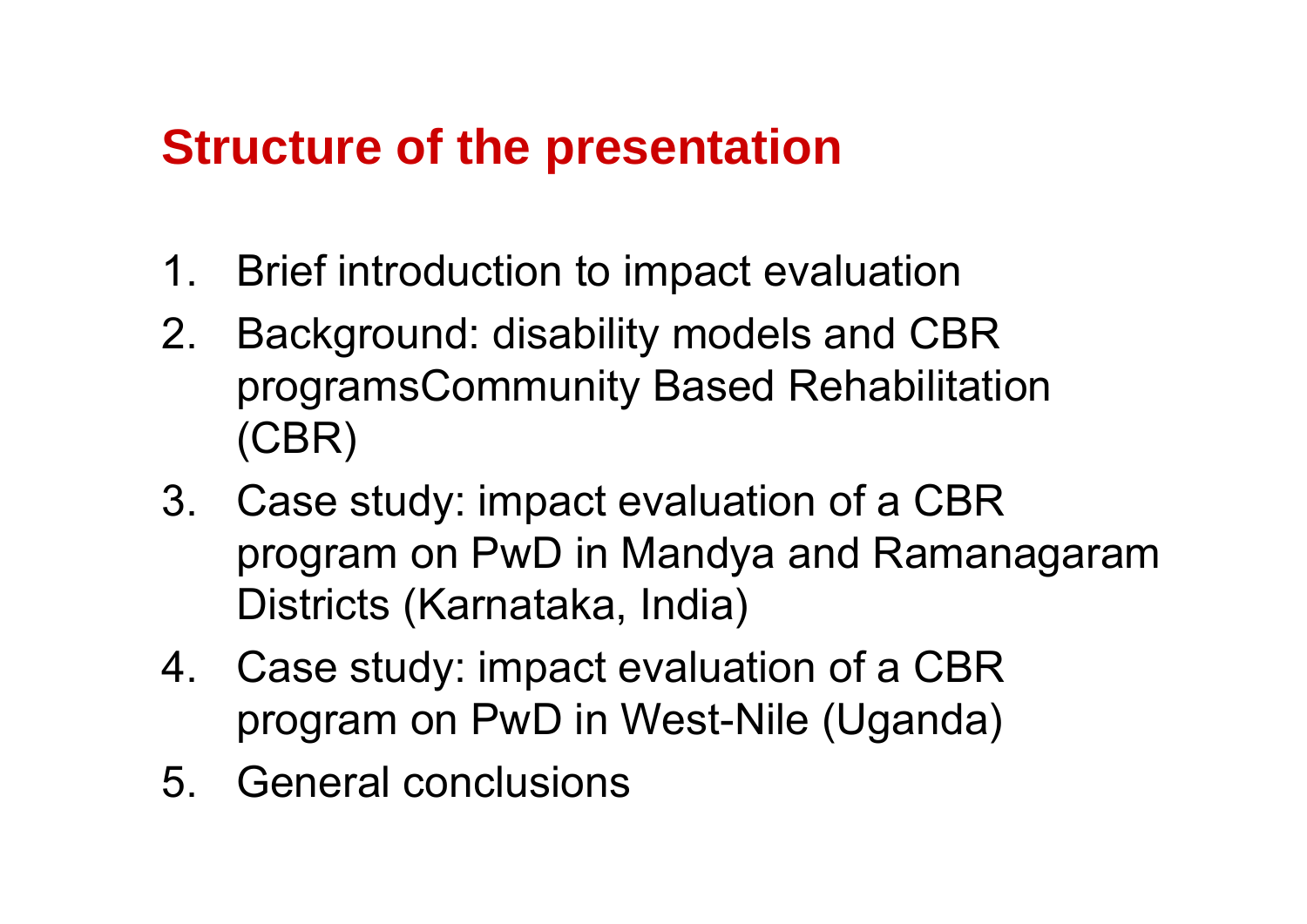## Structure of the presentation

1. Brief introduction to impact evaluation
2. Background: disability models and CBR programsCommunity Based Rehabilitation (CBR)
3. Case study: impact evaluation of a CBR program on PwD in Mandya and Ramanagaram Districts (Karnataka, India)
4. Case study: impact evaluation of a CBR program on PwD in West-Nile (Uganda)
5. General conclusions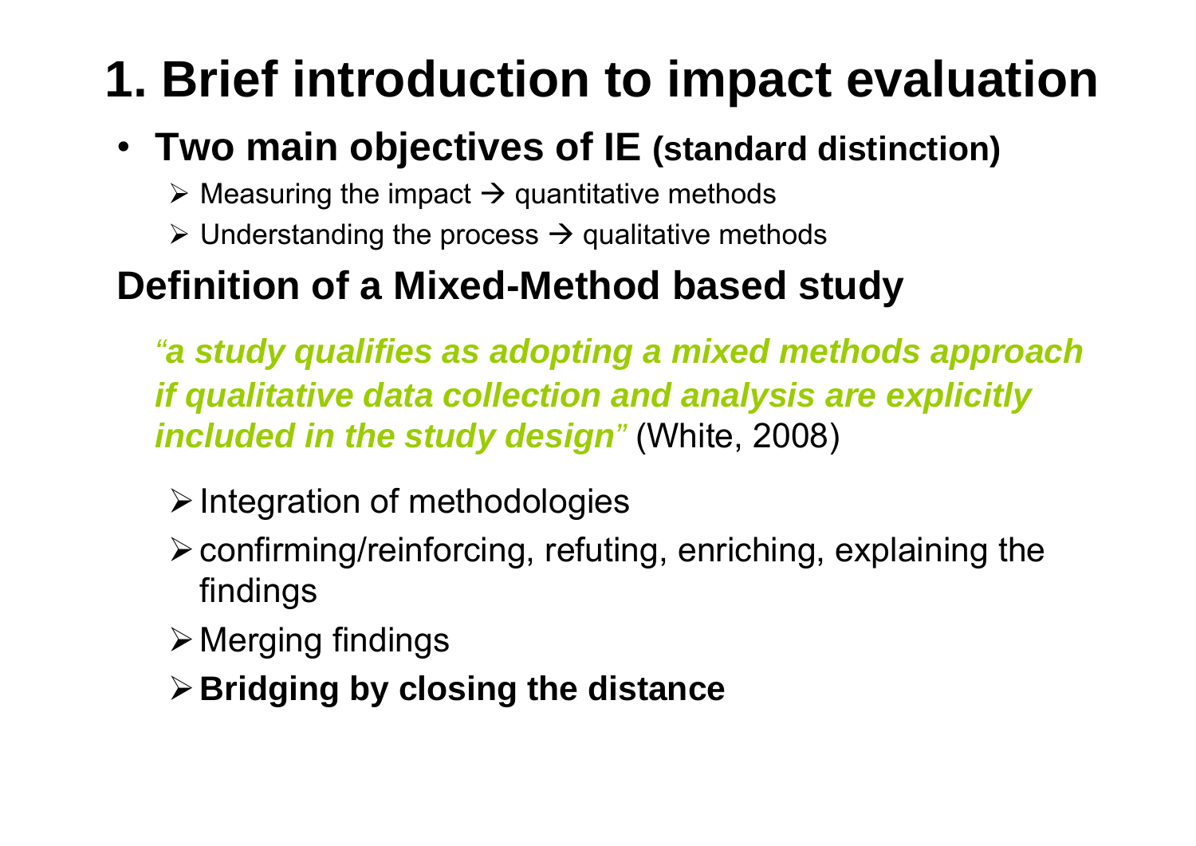# 1. Brief introduction to impact evaluation

- **Two main objectives of IE (standard distinction)**
  - Measuring the impact → quantitative methods
  - Understanding the process → qualitative methods

## Definition of a Mixed-Method based study

***"a study qualifies as adopting a mixed methods approach if qualitative data collection and analysis are explicitly included in the study design"*** (White, 2008)

- Integration of methodologies
- confirming/reinforcing, refuting, enriching, explaining the findings
- Merging findings
- **Bridging by closing the distance**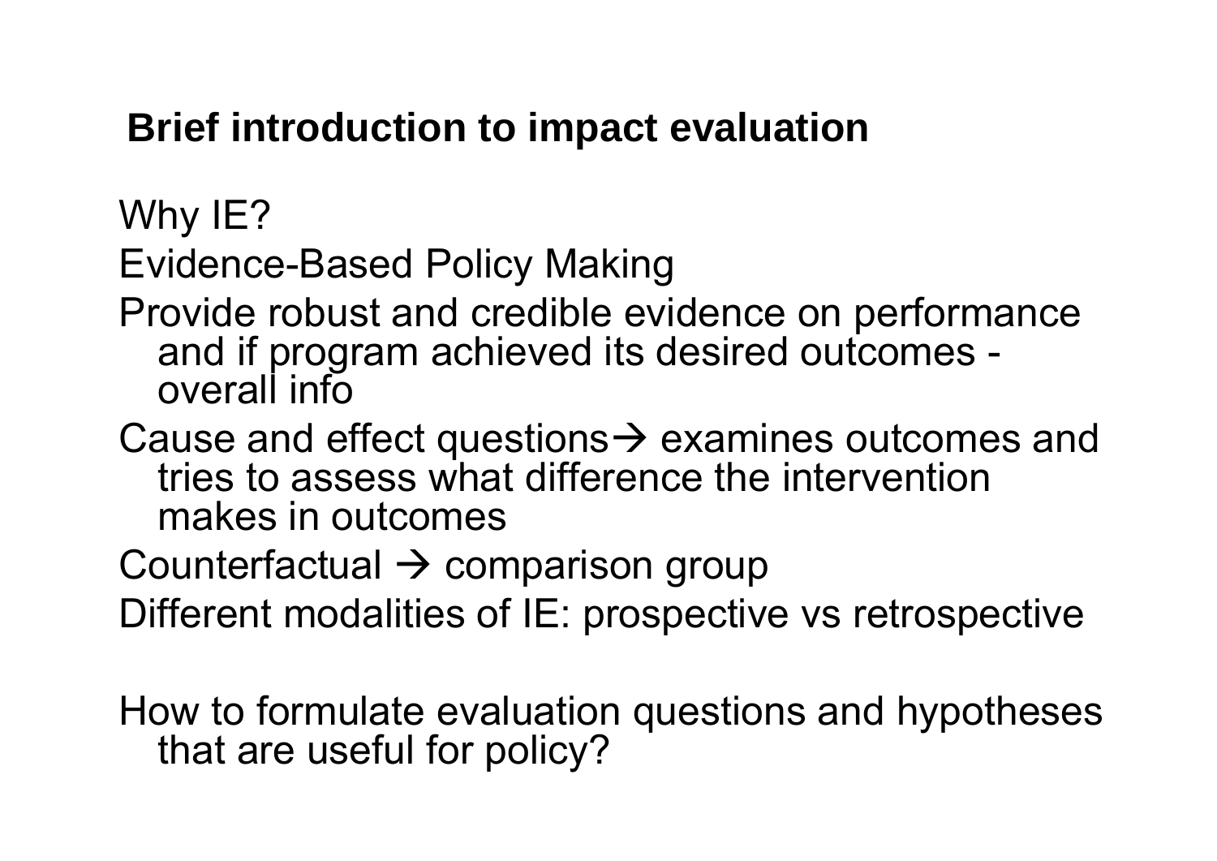## Brief introduction to impact evaluation

Why IE?

Evidence-Based Policy Making

Provide robust and credible evidence on performance and if program achieved its desired outcomes - overall info

Cause and effect questions→ examines outcomes and tries to assess what difference the intervention makes in outcomes

Counterfactual → comparison group

Different modalities of IE: prospective vs retrospective

How to formulate evaluation questions and hypotheses that are useful for policy?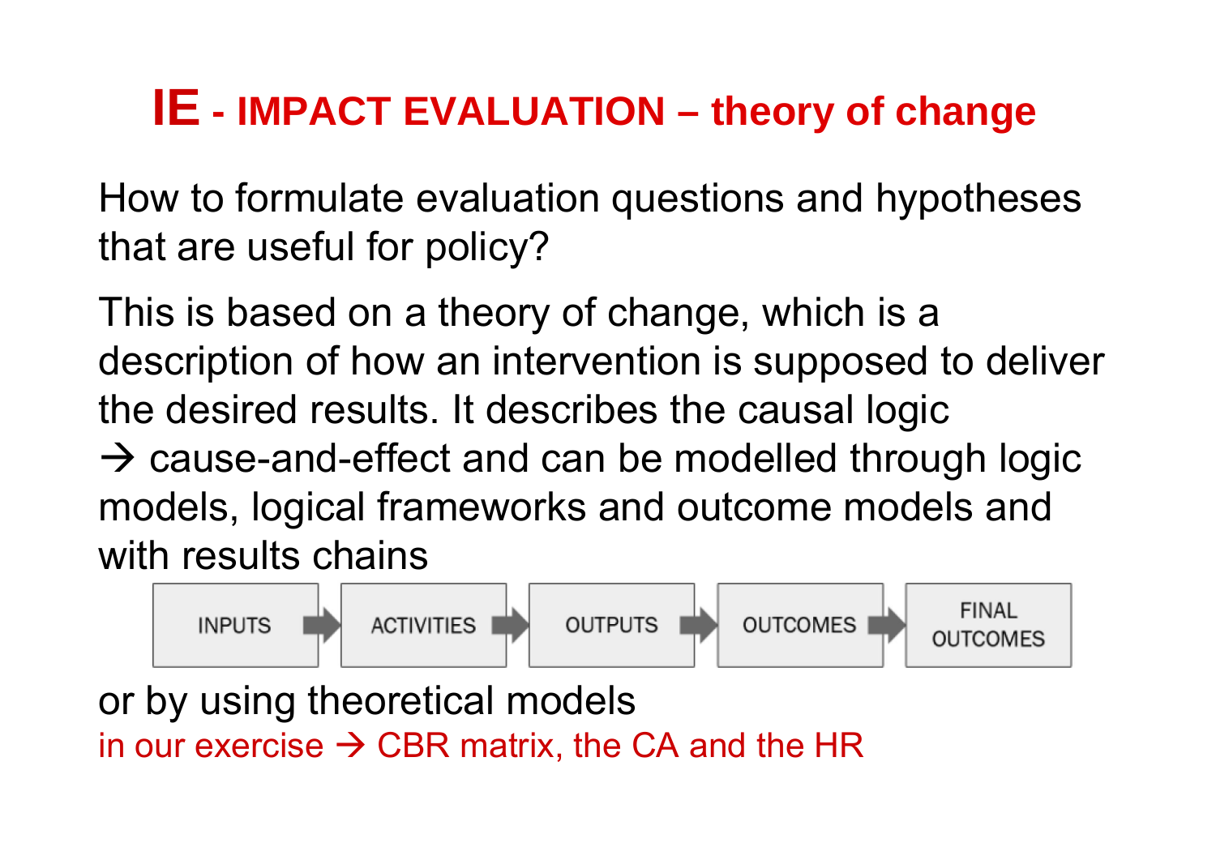# IE - IMPACT EVALUATION – theory of change

How to formulate evaluation questions and hypotheses that are useful for policy?

This is based on a theory of change, which is a description of how an intervention is supposed to deliver the desired results. It describes the causal logic → cause-and-effect and can be modelled through logic models, logical frameworks and outcome models and with results chains

INPUTS → ACTIVITIES → OUTPUTS → OUTCOMES → FINAL OUTCOMES

or by using theoretical models

in our exercise → CBR matrix, the CA and the HR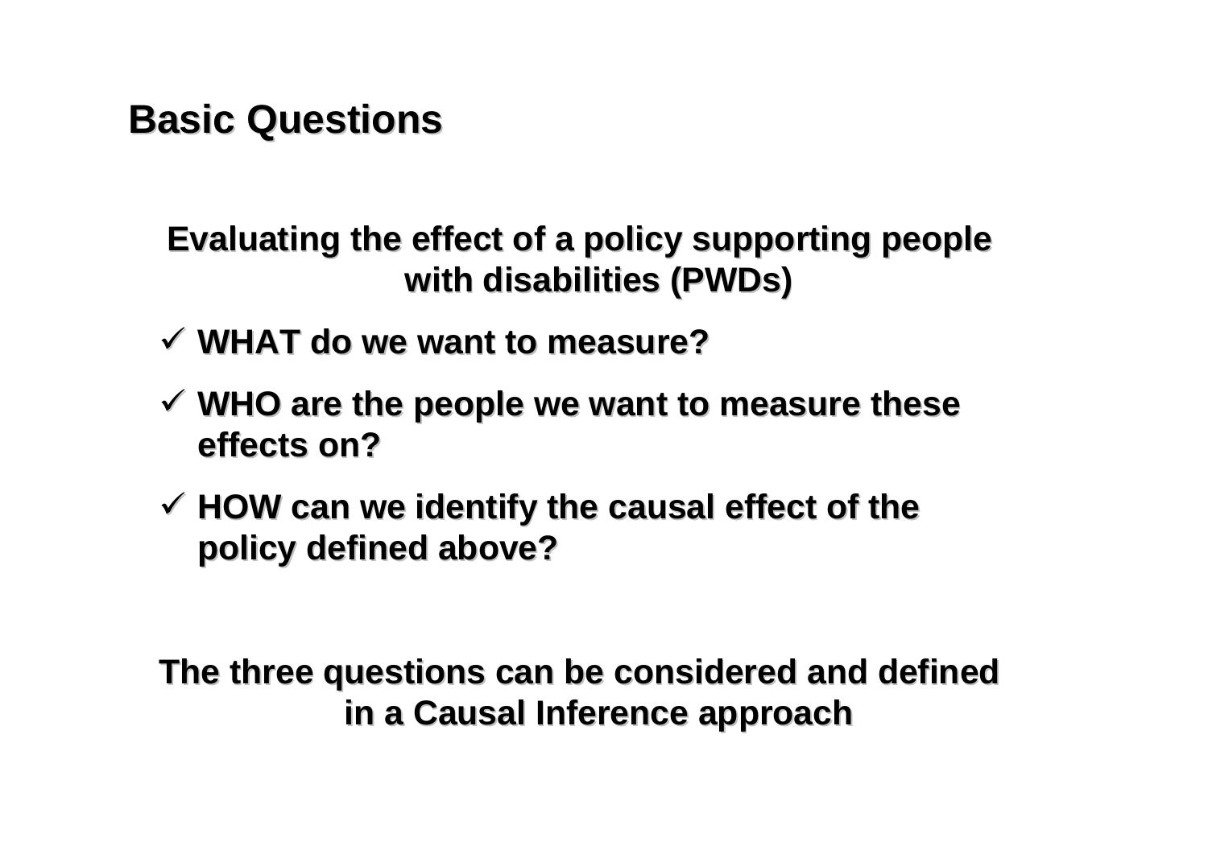## Basic Questions

**Evaluating the effect of a policy supporting people with disabilities (PWDs)**

- ✓ **WHAT do we want to measure?**
- ✓ **WHO are the people we want to measure these effects on?**
- ✓ **HOW can we identify the causal effect of the policy defined above?**

**The three questions can be considered and defined in a Causal Inference approach**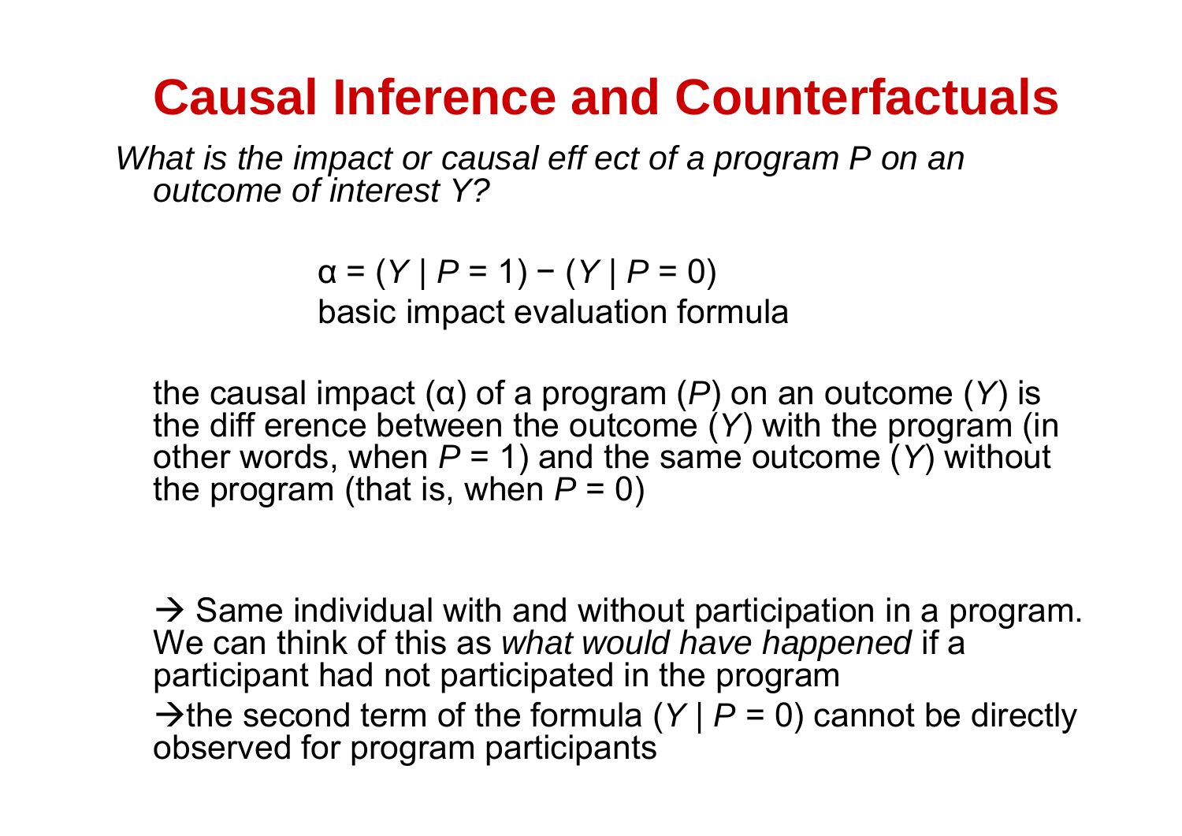# Causal Inference and Counterfactuals

*What is the impact or causal eff ect of a program P on an outcome of interest Y?*

$$\alpha = (Y \mid P = 1) - (Y \mid P = 0)$$

basic impact evaluation formula

the causal impact ($\alpha$) of a program ($P$) on an outcome ($Y$) is the diff erence between the outcome ($Y$) with the program (in other words, when $P = 1$) and the same outcome ($Y$) without the program (that is, when $P = 0$)

→ Same individual with and without participation in a program. We can think of this as *what would have happened* if a participant had not participated in the program

→the second term of the formula ($Y \mid P = 0$) cannot be directly observed for program participants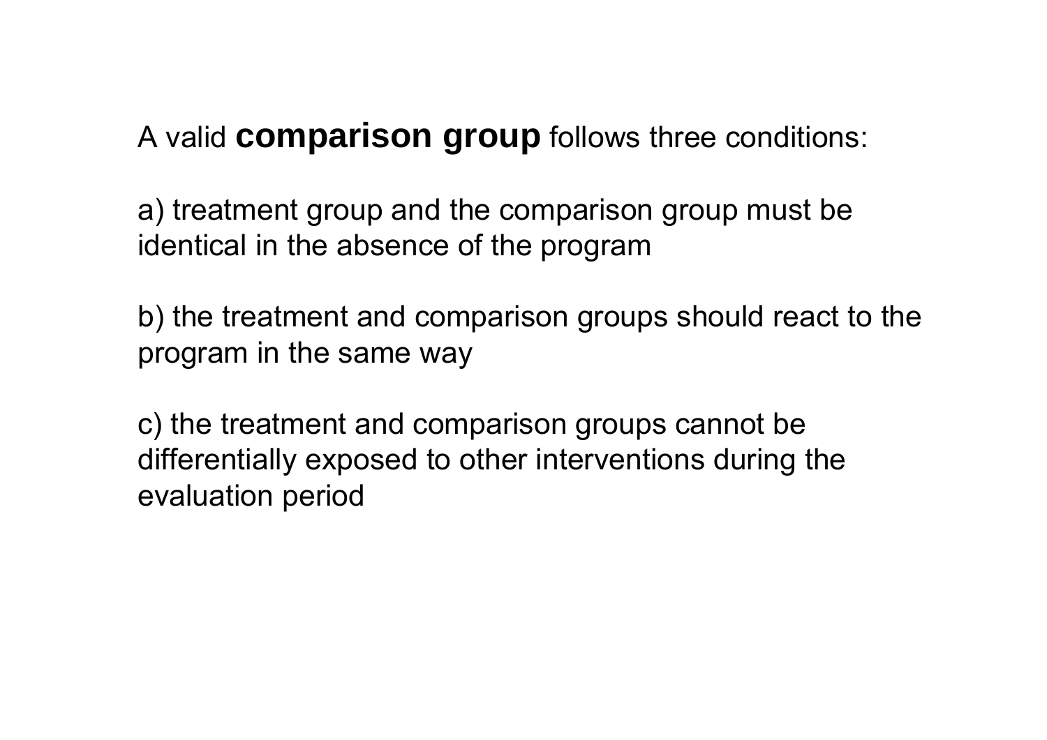A valid **comparison group** follows three conditions:

a) treatment group and the comparison group must be identical in the absence of the program

b) the treatment and comparison groups should react to the program in the same way

c) the treatment and comparison groups cannot be differentially exposed to other interventions during the evaluation period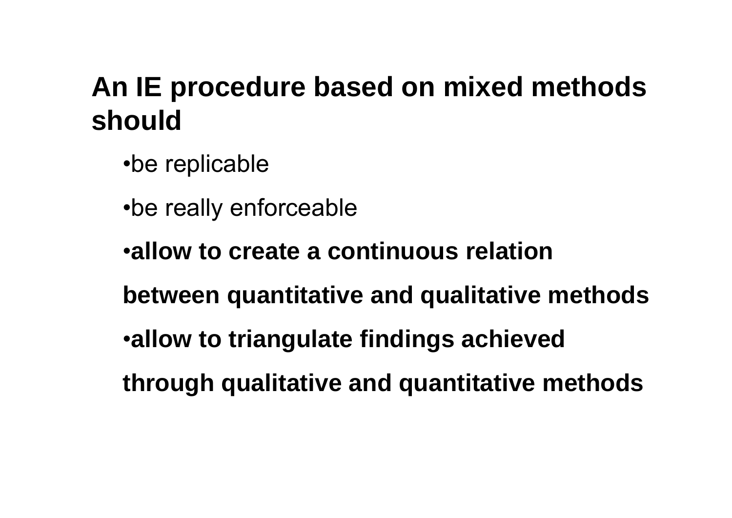## An IE procedure based on mixed methods should

- be replicable
- be really enforceable
- **allow to create a continuous relation between quantitative and qualitative methods**
- **allow to triangulate findings achieved through qualitative and quantitative methods**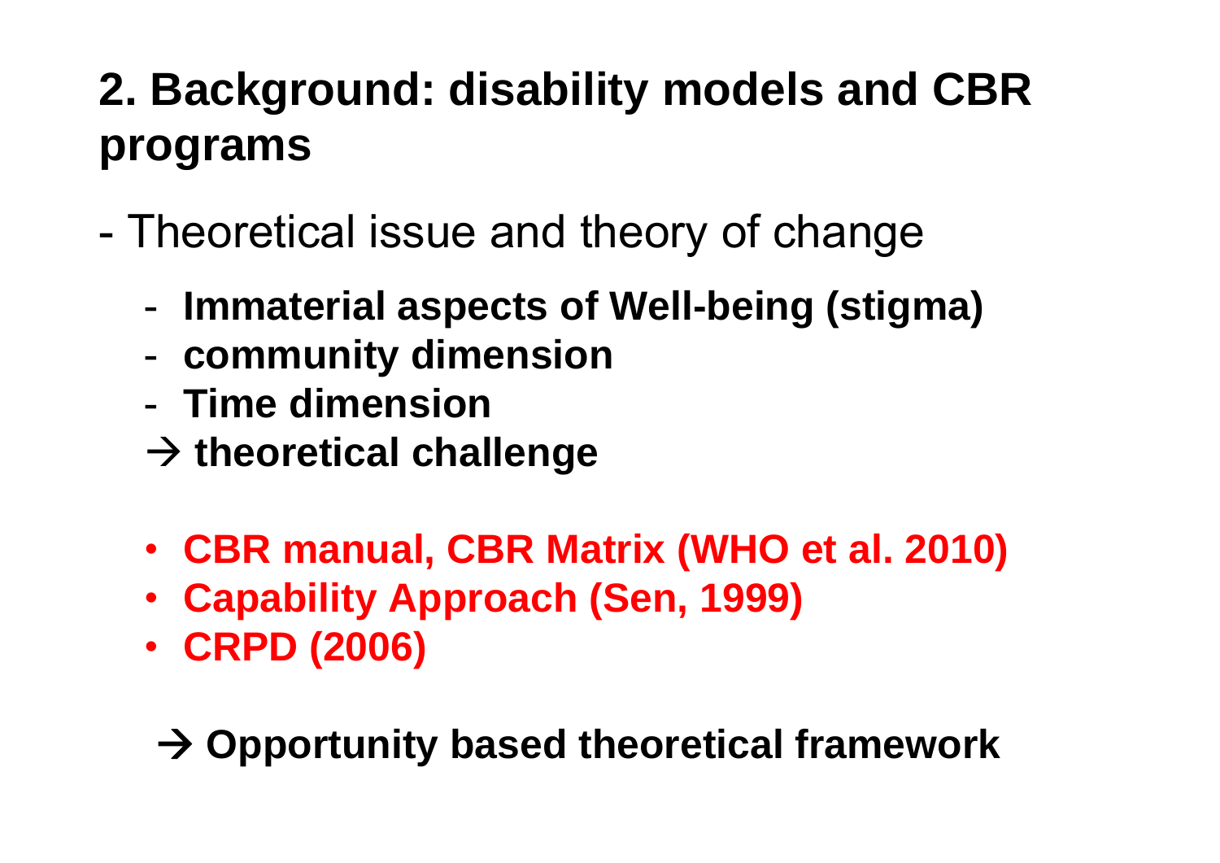## 2. Background: disability models and CBR programs

- Theoretical issue and theory of change
  - **Immaterial aspects of Well-being (stigma)**
  - **community dimension**
  - **Time dimension**

  **→ theoretical challenge**

- **CBR manual, CBR Matrix (WHO et al. 2010)**
- **Capability Approach (Sen, 1999)**
- **CRPD (2006)**

**→ Opportunity based theoretical framework**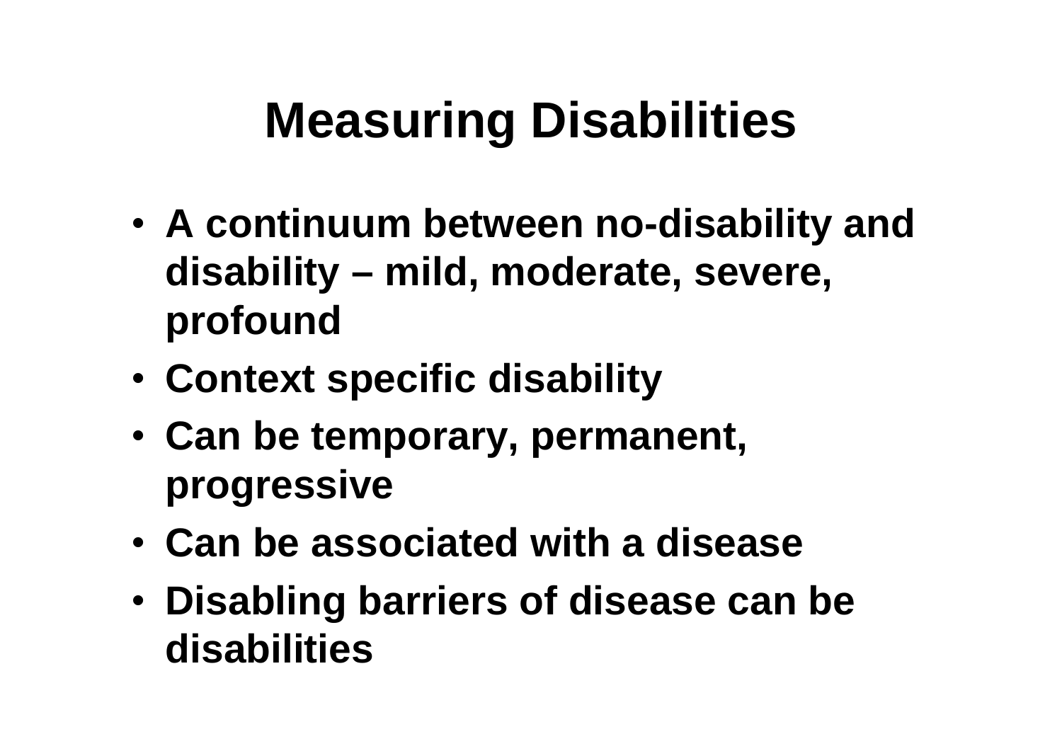# Measuring Disabilities

- A continuum between no-disability and disability – mild, moderate, severe, profound
- Context specific disability
- Can be temporary, permanent, progressive
- Can be associated with a disease
- Disabling barriers of disease can be disabilities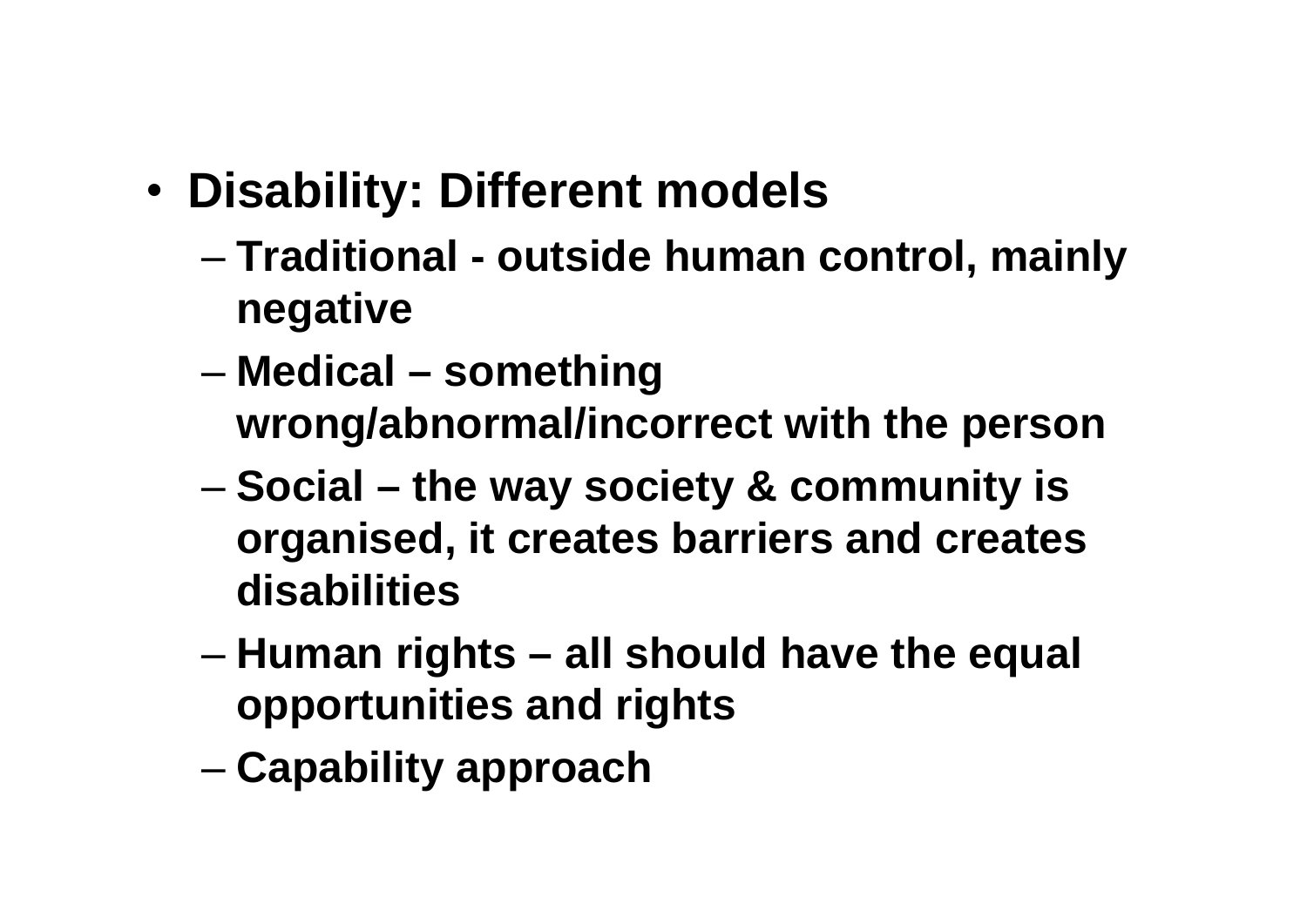- **Disability: Different models**
  - **Traditional - outside human control, mainly negative**
  - **Medical – something wrong/abnormal/incorrect with the person**
  - **Social – the way society & community is organised, it creates barriers and creates disabilities**
  - **Human rights – all should have the equal opportunities and rights**
  - **Capability approach**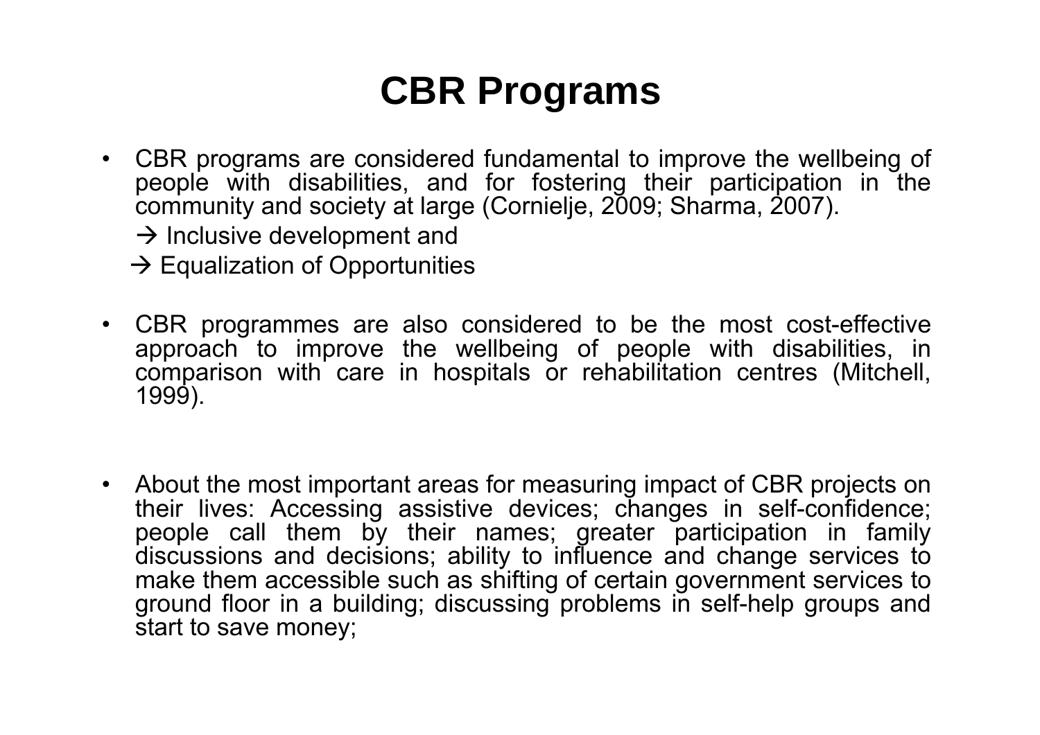# CBR Programs

- CBR programs are considered fundamental to improve the wellbeing of people with disabilities, and for fostering their participation in the community and society at large (Cornielje, 2009; Sharma, 2007).

  → Inclusive development and

  → Equalization of Opportunities

- CBR programmes are also considered to be the most cost-effective approach to improve the wellbeing of people with disabilities, in comparison with care in hospitals or rehabilitation centres (Mitchell, 1999).

- About the most important areas for measuring impact of CBR projects on their lives: Accessing assistive devices; changes in self-confidence; people call them by their names; greater participation in family discussions and decisions; ability to influence and change services to make them accessible such as shifting of certain government services to ground floor in a building; discussing problems in self-help groups and start to save money;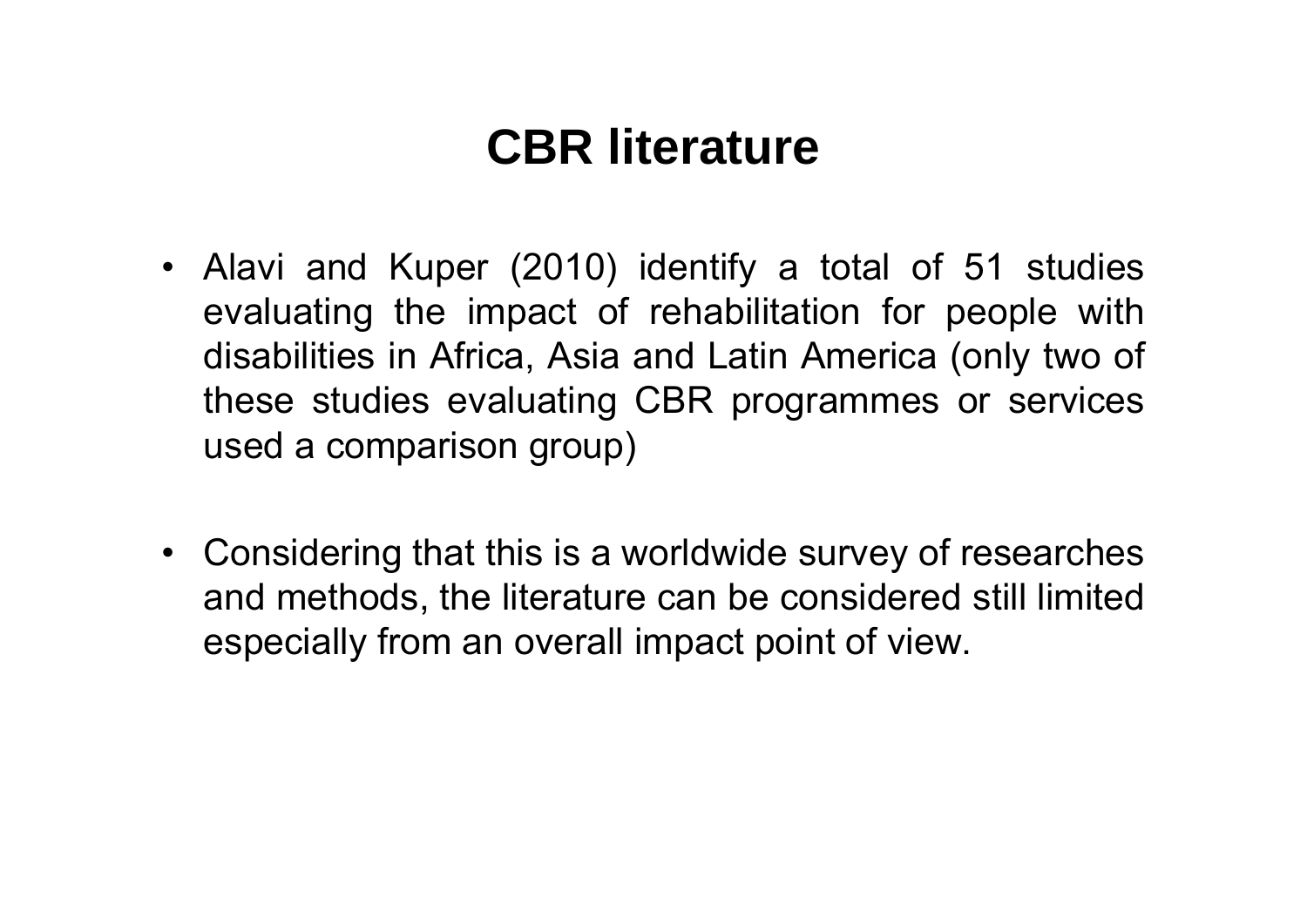# CBR literature

- Alavi and Kuper (2010) identify a total of 51 studies evaluating the impact of rehabilitation for people with disabilities in Africa, Asia and Latin America (only two of these studies evaluating CBR programmes or services used a comparison group)

- Considering that this is a worldwide survey of researches and methods, the literature can be considered still limited especially from an overall impact point of view.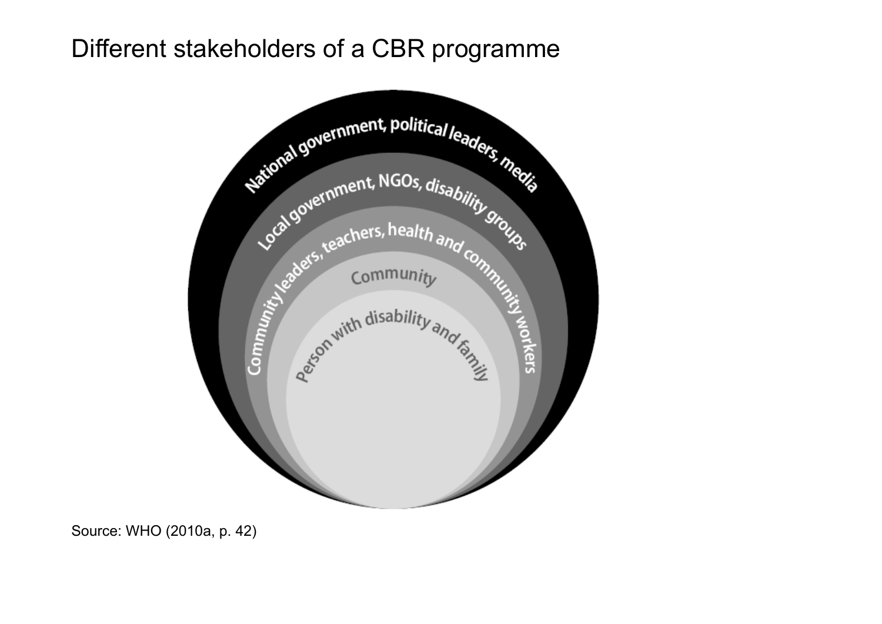# Different stakeholders of a CBR programme

National government, political leaders, media

Local government, NGOs, disability groups

Community leaders, teachers, health and community workers

Community

Person with disability and family

Source: WHO (2010a, p. 42)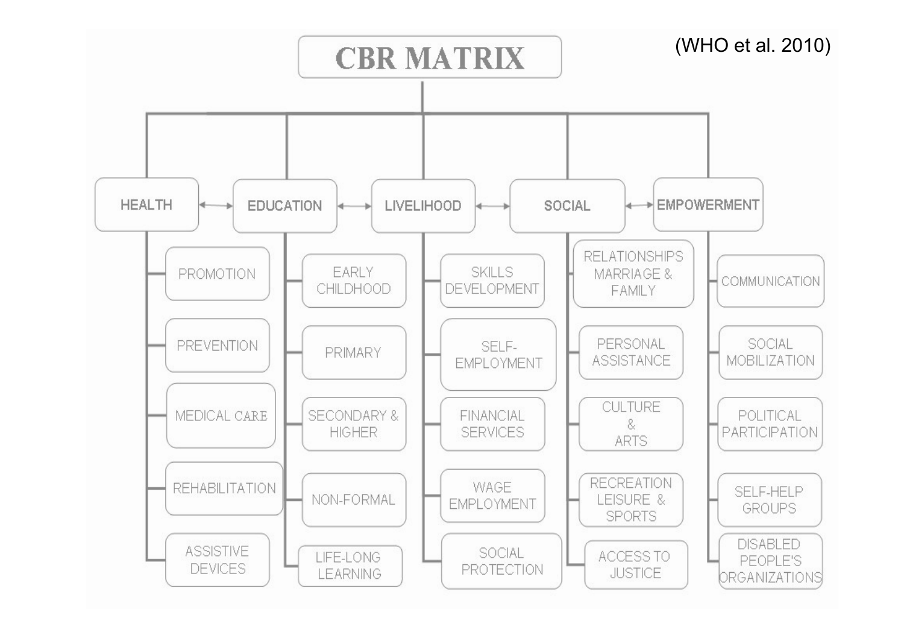(WHO et al. 2010)

CBR MATRIX

HEALTH
PROMOTION
PREVENTION
MEDICAL CARE
REHABILITATION
ASSISTIVE DEVICES

EDUCATION
EARLY CHILDHOOD
PRIMARY
SECONDARY & HIGHER
NON-FORMAL
LIFE-LONG LEARNING

LIVELIHOOD
SKILLS DEVELOPMENT
SELF-EMPLOYMENT
FINANCIAL SERVICES
WAGE EMPLOYMENT
SOCIAL PROTECTION

SOCIAL
RELATIONSHIPS MARRIAGE & FAMILY
PERSONAL ASSISTANCE
CULTURE & ARTS
RECREATION LEISURE & SPORTS
ACCESS TO JUSTICE

EMPOWERMENT
COMMUNICATION
SOCIAL MOBILIZATION
POLITICAL PARTICIPATION
SELF-HELP GROUPS
DISABLED PEOPLE'S ORGANIZATIONS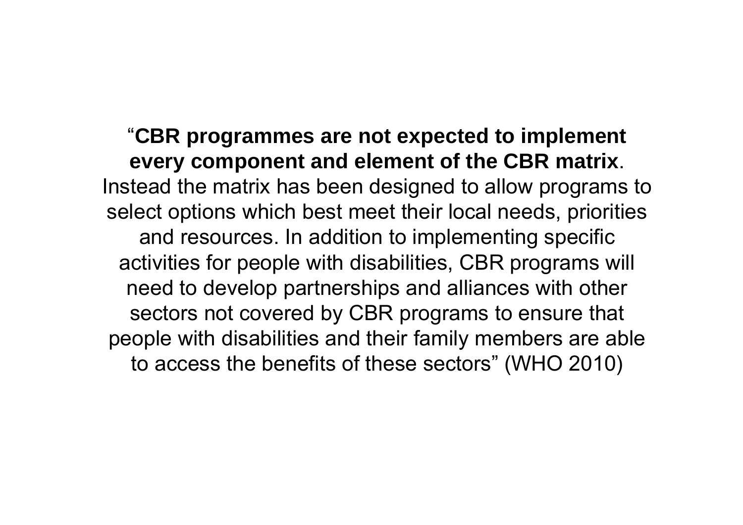"**CBR programmes are not expected to implement every component and element of the CBR matrix**. Instead the matrix has been designed to allow programs to select options which best meet their local needs, priorities and resources. In addition to implementing specific activities for people with disabilities, CBR programs will need to develop partnerships and alliances with other sectors not covered by CBR programs to ensure that people with disabilities and their family members are able to access the benefits of these sectors" (WHO 2010)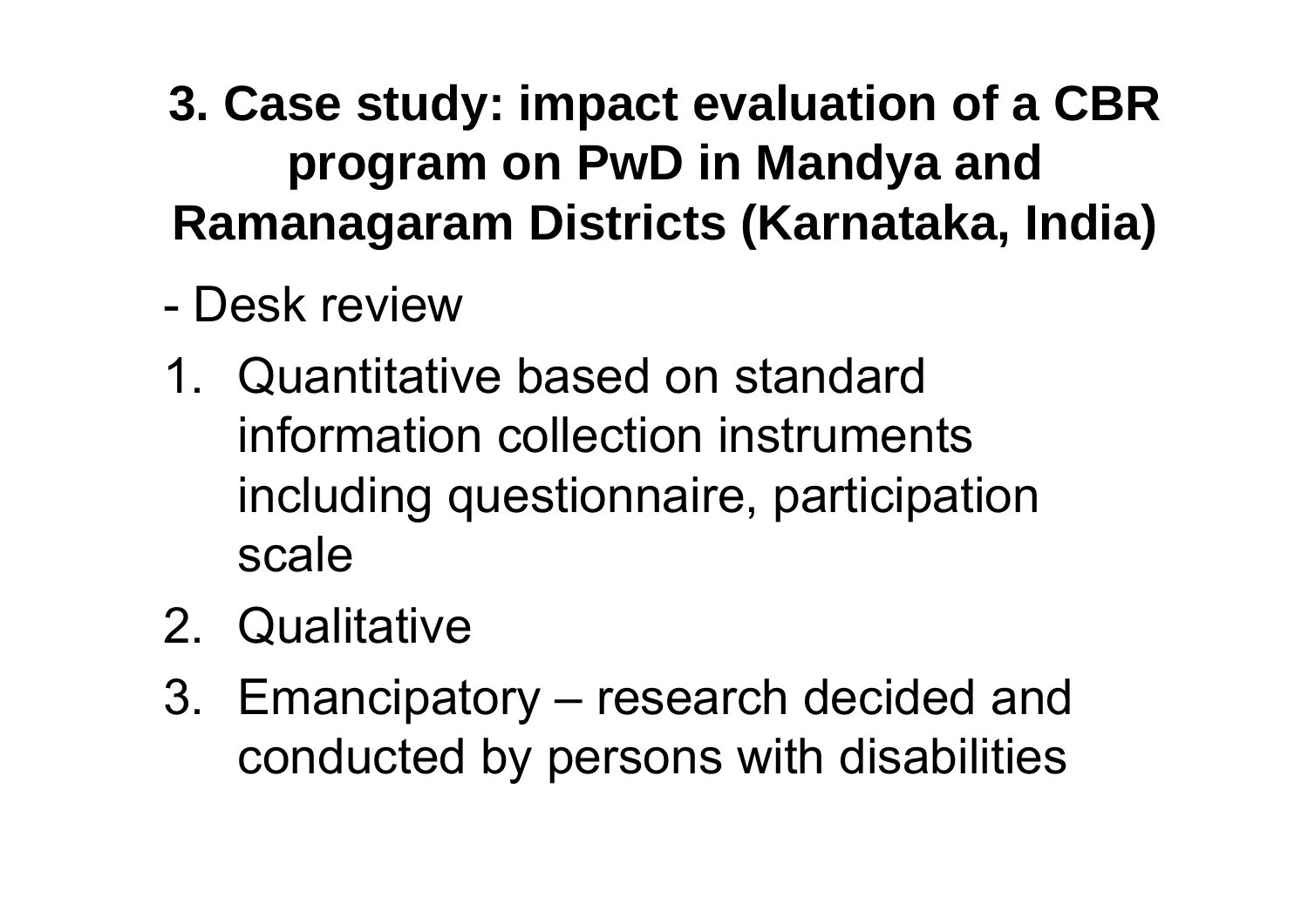# 3. Case study: impact evaluation of a CBR program on PwD in Mandya and Ramanagaram Districts (Karnataka, India)

- Desk review

1. Quantitative based on standard information collection instruments including questionnaire, participation scale
2. Qualitative
3. Emancipatory – research decided and conducted by persons with disabilities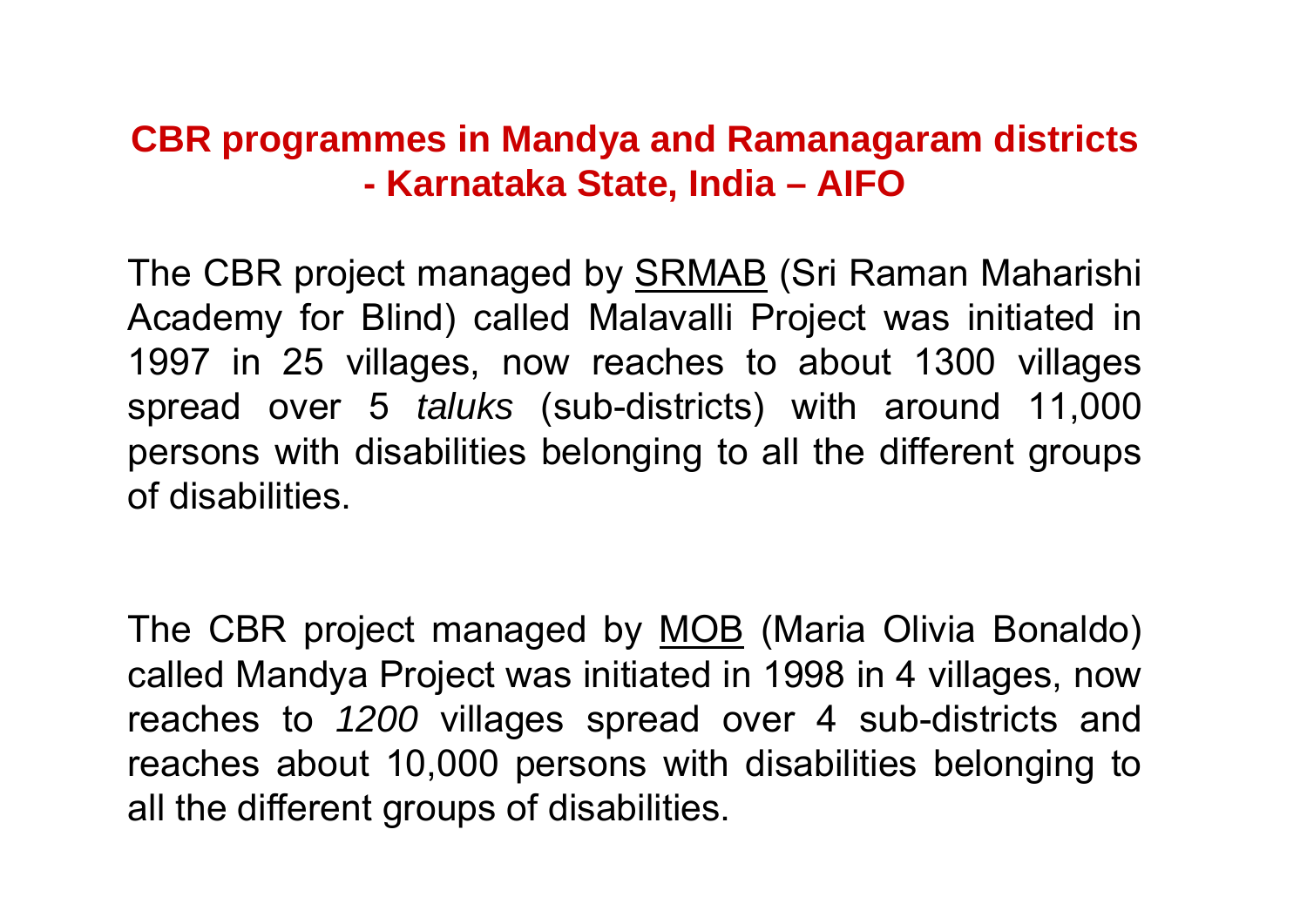## CBR programmes in Mandya and Ramanagaram districts - Karnataka State, India – AIFO

The CBR project managed by <u>SRMAB</u> (Sri Raman Maharishi Academy for Blind) called Malavalli Project was initiated in 1997 in 25 villages, now reaches to about 1300 villages spread over 5 *taluks* (sub-districts) with around 11,000 persons with disabilities belonging to all the different groups of disabilities.

The CBR project managed by <u>MOB</u> (Maria Olivia Bonaldo) called Mandya Project was initiated in 1998 in 4 villages, now reaches to *1200* villages spread over 4 sub-districts and reaches about 10,000 persons with disabilities belonging to all the different groups of disabilities.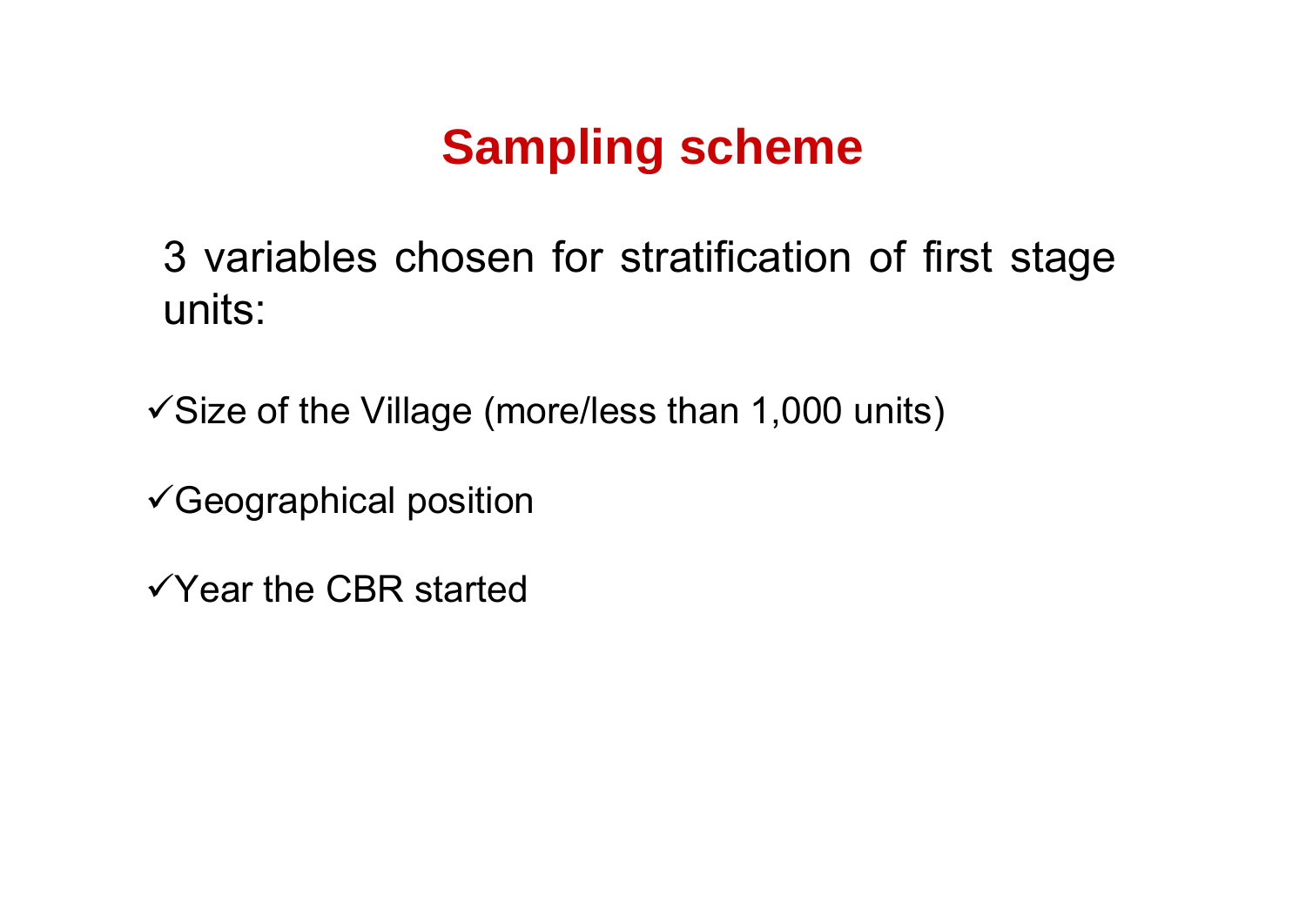# Sampling scheme

3 variables chosen for stratification of first stage units:

- ✓Size of the Village (more/less than 1,000 units)
- ✓Geographical position
- ✓Year the CBR started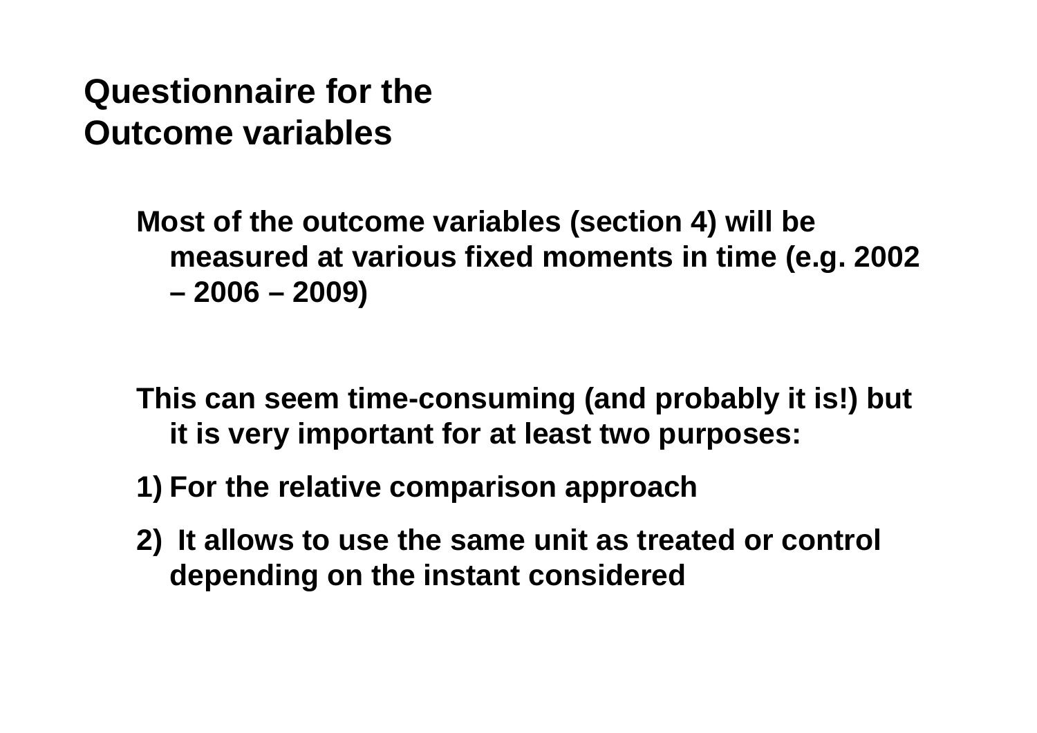# Questionnaire for the Outcome variables

**Most of the outcome variables (section 4) will be measured at various fixed moments in time (e.g. 2002 – 2006 – 2009)**

**This can seem time-consuming (and probably it is!) but it is very important for at least two purposes:**

1) **For the relative comparison approach**
2) **It allows to use the same unit as treated or control depending on the instant considered**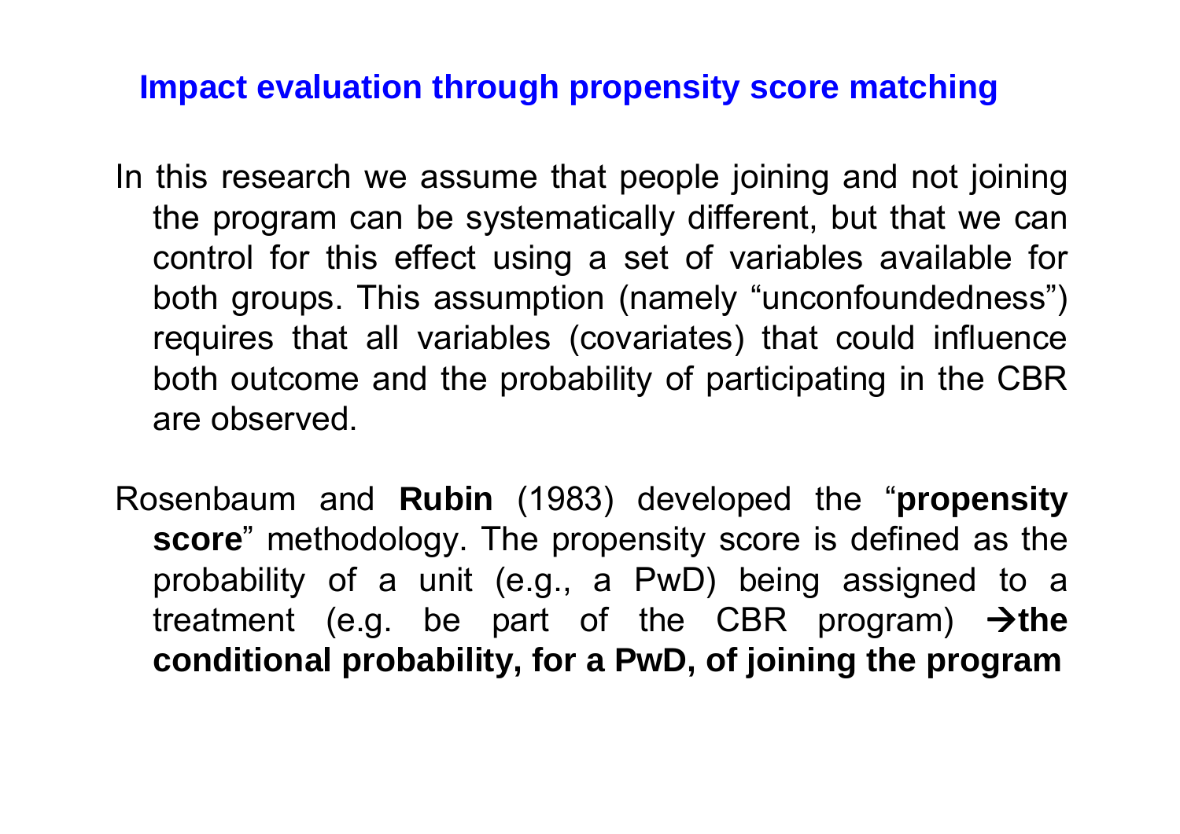## Impact evaluation through propensity score matching

In this research we assume that people joining and not joining the program can be systematically different, but that we can control for this effect using a set of variables available for both groups. This assumption (namely "unconfoundedness") requires that all variables (covariates) that could influence both outcome and the probability of participating in the CBR are observed.

Rosenbaum and **Rubin** (1983) developed the "**propensity score**" methodology. The propensity score is defined as the probability of a unit (e.g., a PwD) being assigned to a treatment (e.g. be part of the CBR program) →**the conditional probability, for a PwD, of joining the program**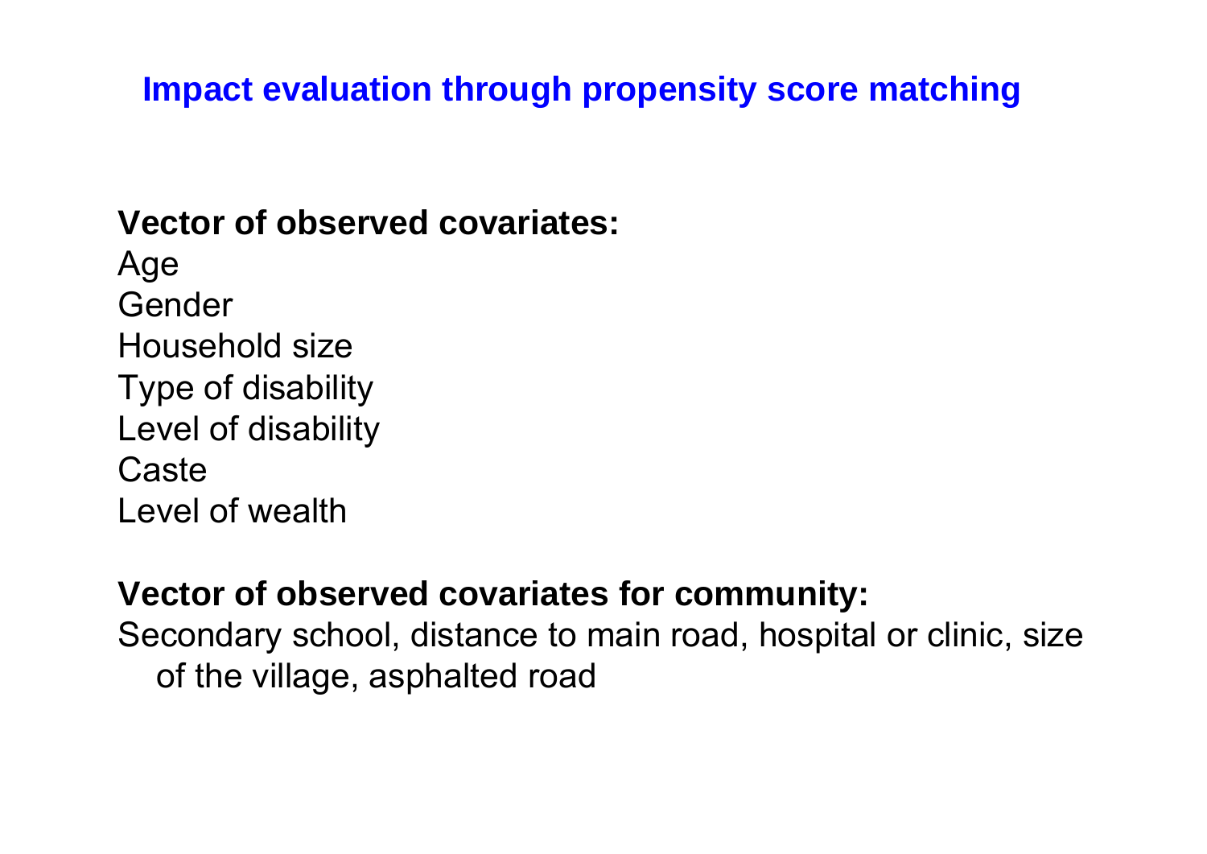# Impact evaluation through propensity score matching

**Vector of observed covariates:**

Age
Gender
Household size
Type of disability
Level of disability
Caste
Level of wealth

**Vector of observed covariates for community:**

Secondary school, distance to main road, hospital or clinic, size of the village, asphalted road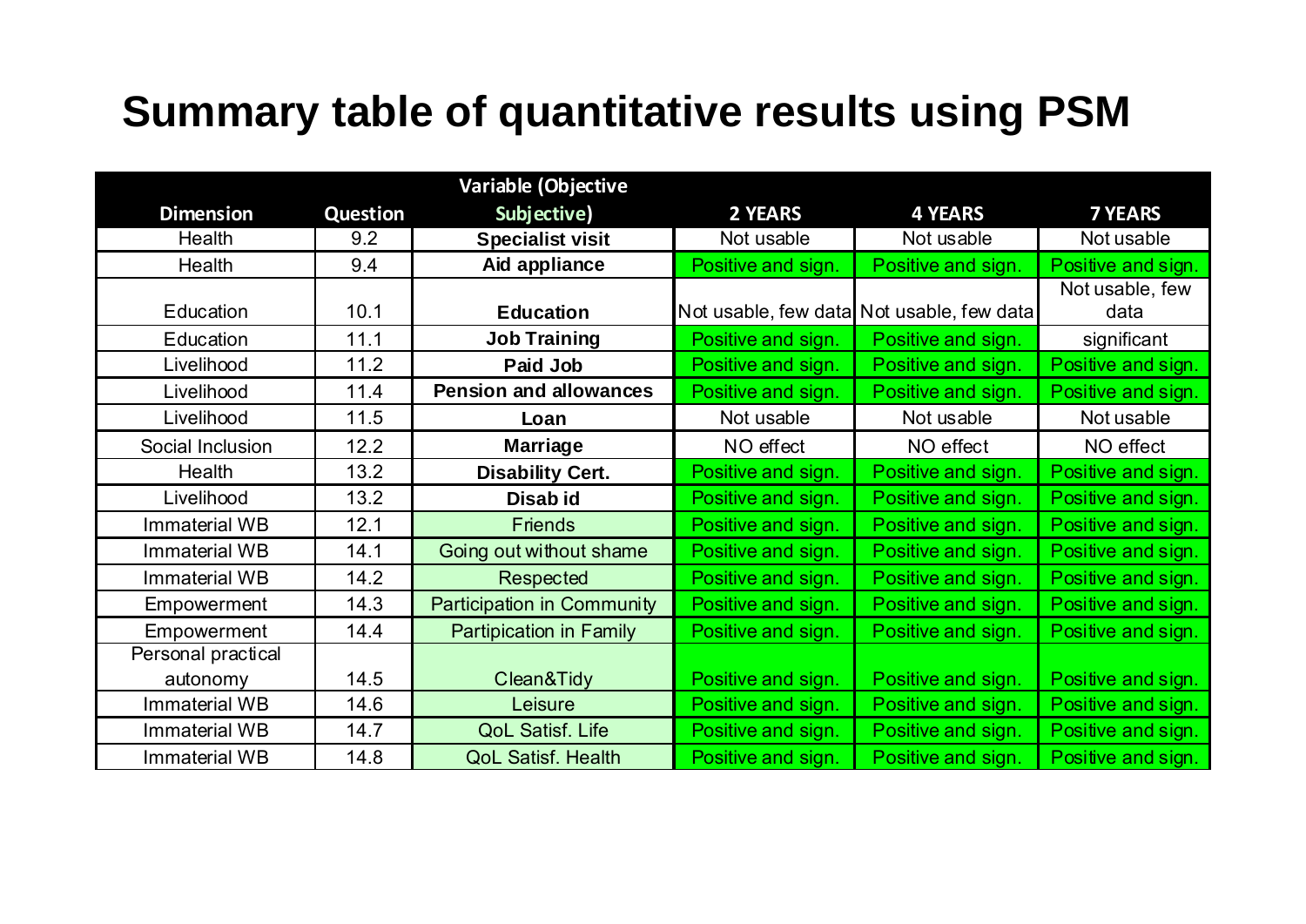# Summary table of quantitative results using PSM

| Dimension | Question | Variable (Objective Subjective) | 2 YEARS | 4 YEARS | 7 YEARS |
|---|---|---|---|---|---|
| Health | 9.2 | **Specialist visit** | Not usable | Not usable | Not usable |
| Health | 9.4 | **Aid appliance** | Positive and sign. | Positive and sign. | Positive and sign. |
| Education | 10.1 | **Education** | Not usable, few data | Not usable, few data | Not usable, few data |
| Education | 11.1 | **Job Training** | Positive and sign. | Positive and sign. | significant |
| Livelihood | 11.2 | **Paid Job** | Positive and sign. | Positive and sign. | Positive and sign. |
| Livelihood | 11.4 | **Pension and allowances** | Positive and sign. | Positive and sign. | Positive and sign. |
| Livelihood | 11.5 | **Loan** | Not usable | Not usable | Not usable |
| Social Inclusion | 12.2 | **Marriage** | NO effect | NO effect | NO effect |
| Health | 13.2 | **Disability Cert.** | Positive and sign. | Positive and sign. | Positive and sign. |
| Livelihood | 13.2 | **Disab id** | Positive and sign. | Positive and sign. | Positive and sign. |
| Immaterial WB | 12.1 | Friends | Positive and sign. | Positive and sign. | Positive and sign. |
| Immaterial WB | 14.1 | Going out without shame | Positive and sign. | Positive and sign. | Positive and sign. |
| Immaterial WB | 14.2 | Respected | Positive and sign. | Positive and sign. | Positive and sign. |
| Empowerment | 14.3 | Participation in Community | Positive and sign. | Positive and sign. | Positive and sign. |
| Empowerment | 14.4 | Partipication in Family | Positive and sign. | Positive and sign. | Positive and sign. |
| Personal practical autonomy | 14.5 | Clean&Tidy | Positive and sign. | Positive and sign. | Positive and sign. |
| Immaterial WB | 14.6 | Leisure | Positive and sign. | Positive and sign. | Positive and sign. |
| Immaterial WB | 14.7 | QoL Satisf. Life | Positive and sign. | Positive and sign. | Positive and sign. |
| Immaterial WB | 14.8 | QoL Satisf. Health | Positive and sign. | Positive and sign. | Positive and sign. |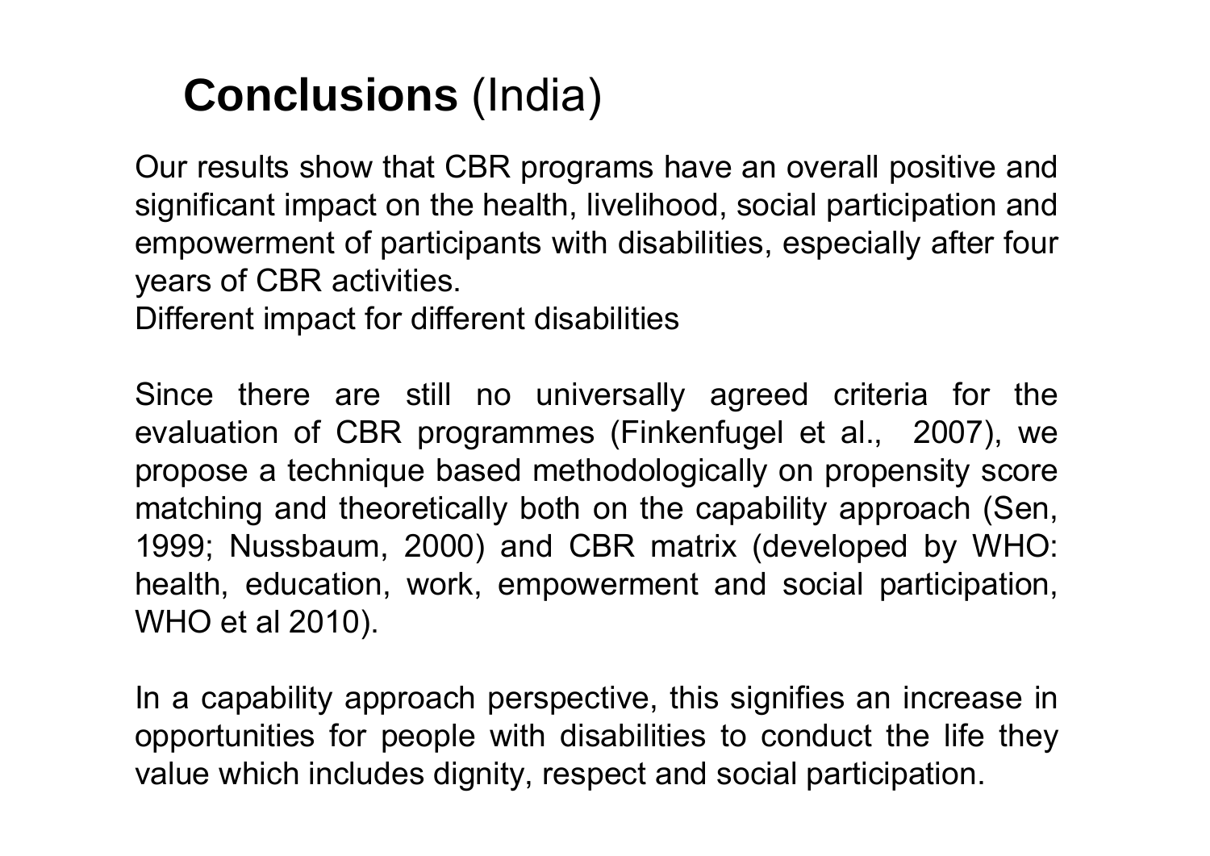# **Conclusions** (India)

Our results show that CBR programs have an overall positive and significant impact on the health, livelihood, social participation and empowerment of participants with disabilities, especially after four years of CBR activities.
Different impact for different disabilities

Since there are still no universally agreed criteria for the evaluation of CBR programmes (Finkenfugel et al., 2007), we propose a technique based methodologically on propensity score matching and theoretically both on the capability approach (Sen, 1999; Nussbaum, 2000) and CBR matrix (developed by WHO: health, education, work, empowerment and social participation, WHO et al 2010).

In a capability approach perspective, this signifies an increase in opportunities for people with disabilities to conduct the life they value which includes dignity, respect and social participation.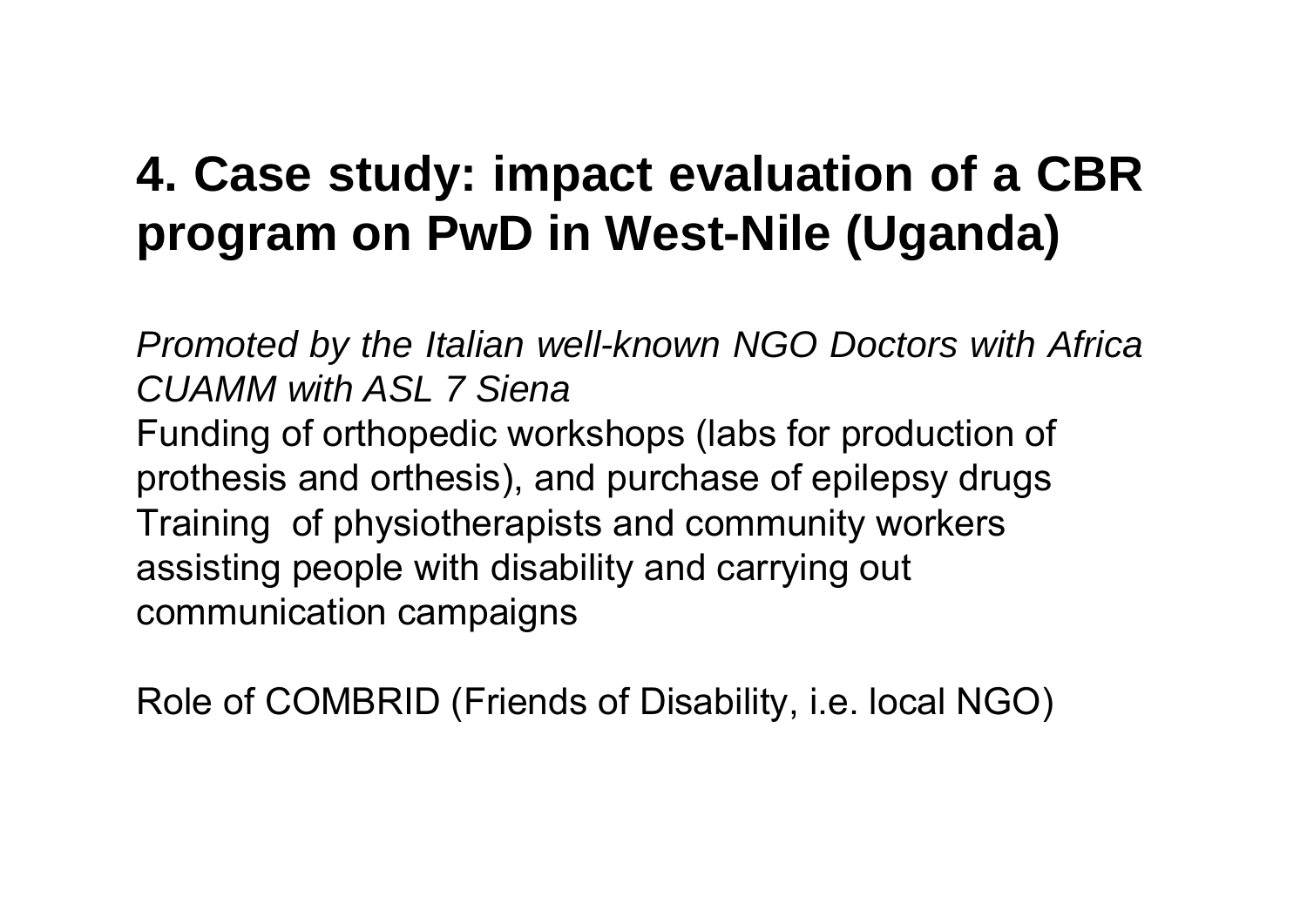# 4. Case study: impact evaluation of a CBR program on PwD in West-Nile (Uganda)

*Promoted by the Italian well-known NGO Doctors with Africa CUAMM with ASL 7 Siena*

Funding of orthopedic workshops (labs for production of prothesis and orthesis), and purchase of epilepsy drugs

Training of physiotherapists and community workers assisting people with disability and carrying out communication campaigns

Role of COMBRID (Friends of Disability, i.e. local NGO)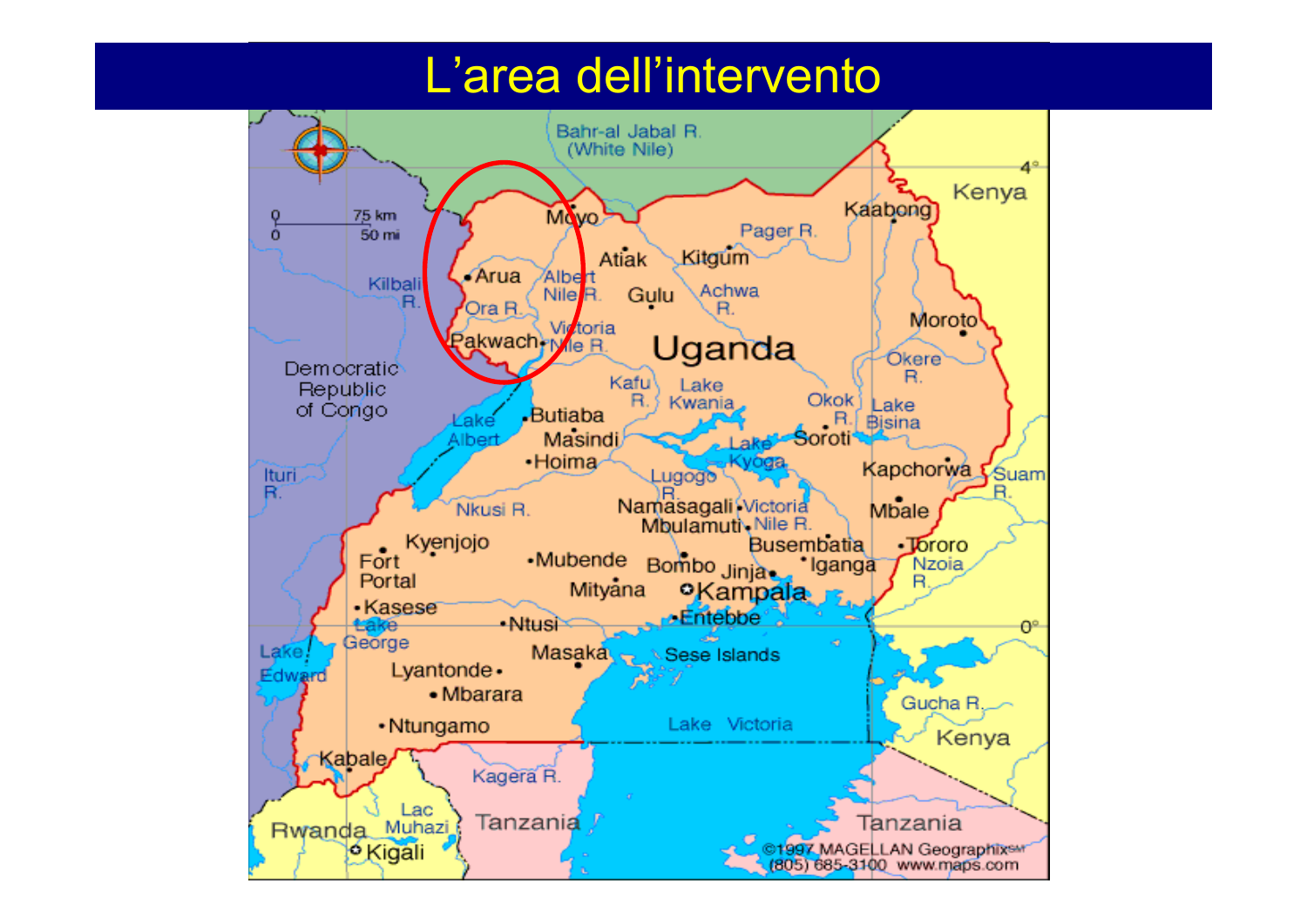# L'area dell'intervento

Bahr-al Jabal R.
(White Nile)

Kenya

4°

Moyo

Kaabong

Pager R.

Atiak

Kitgum

Kilbali R.

Arua

Albert Nile R.

Gulu

Achwa R.

Ora R.

Moroto

Pakwach

Victoria Nile R.

Uganda

Okere R.

Democratic Republic of Congo

Kafu R.

Lake Kwania

Okok R.

Lake Bisina

Lake Albert

Butiaba

Soroti

Masindi

Lake Kyoga

Hoima

Lugogo R.

Kapchorwa

Suam R.

Ituri R.

Nkusi R.

Namasagali

Victoria Nile R.

Mbale

Mbulamuti

Kyenjojo

Busembatia

Tororo

Fort Portal

Mubende

Bombo

Jinja

Iganga

Nzoia R.

Mityana

Kampala

Kasese

Entebbe

Lake George

Ntusi

0°

Lake Edward

Masaka

Sese Islands

Lyantonde

Mbarara

Gucha R.

Ntungamo

Lake Victoria

Kenya

Kabale

Kagera R.

Rwanda

Lac Muhazi

Tanzania

Tanzania

Kigali

0 75 km
0 50 mi

©1997 MAGELLAN Geographix℠ (805) 685-3100 www.maps.com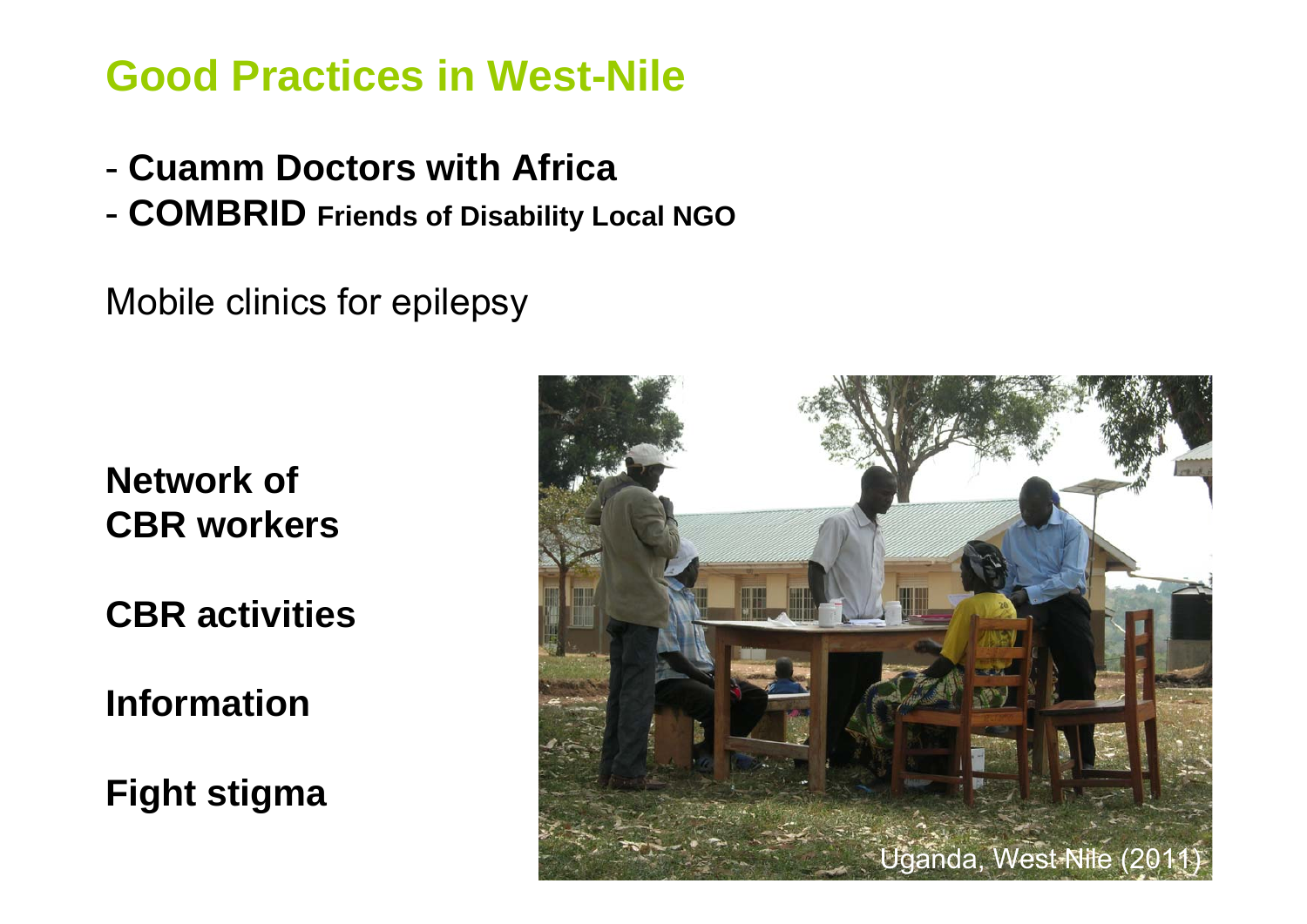# Good Practices in West-Nile

- **Cuamm Doctors with Africa**
- **COMBRID Friends of Disability Local NGO**

Mobile clinics for epilepsy

**Network of CBR workers**

**CBR activities**

**Information**

**Fight stigma**

Uganda, West-Nile (2011)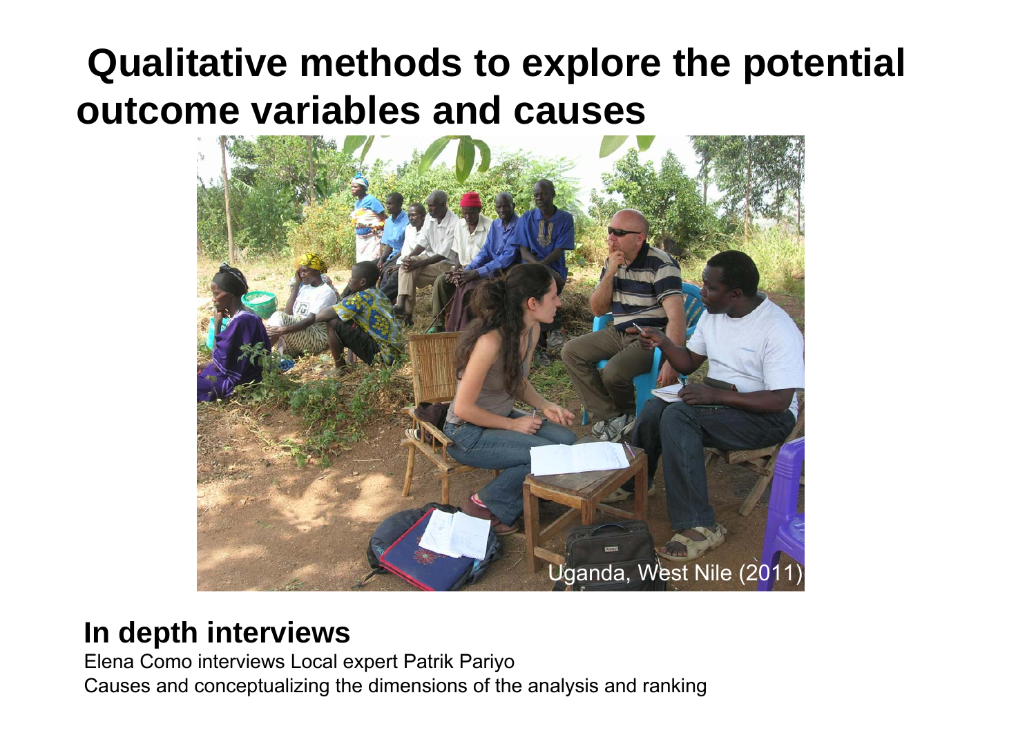# Qualitative methods to explore the potential outcome variables and causes

Uganda, West Nile (2011)

**In depth interviews**

Elena Como interviews Local expert Patrik Pariyo

Causes and conceptualizing the dimensions of the analysis and ranking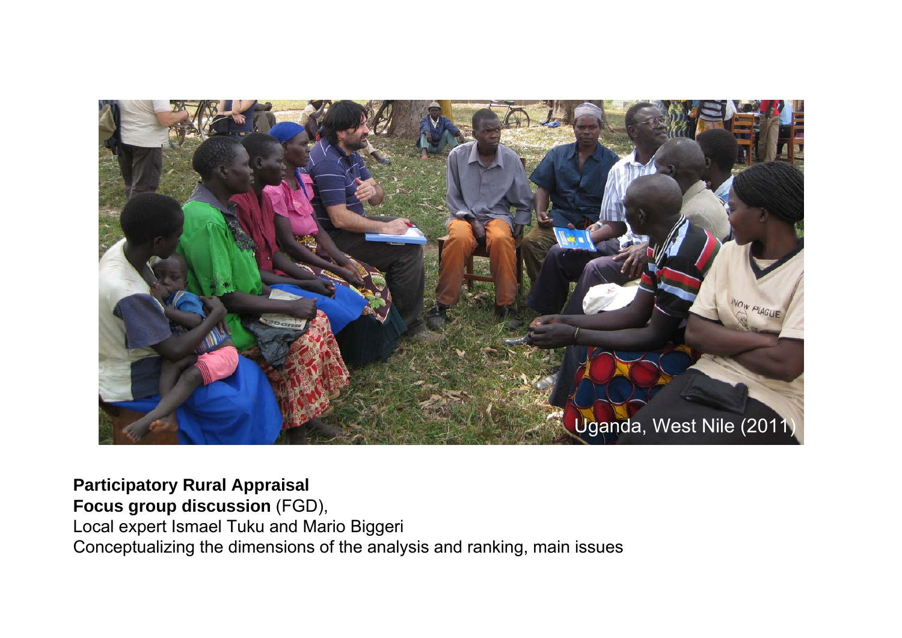**Participatory Rural Appraisal**
**Focus group discussion** (FGD),
Local expert Ismael Tuku and Mario Biggeri
Conceptualizing the dimensions of the analysis and ranking, main issues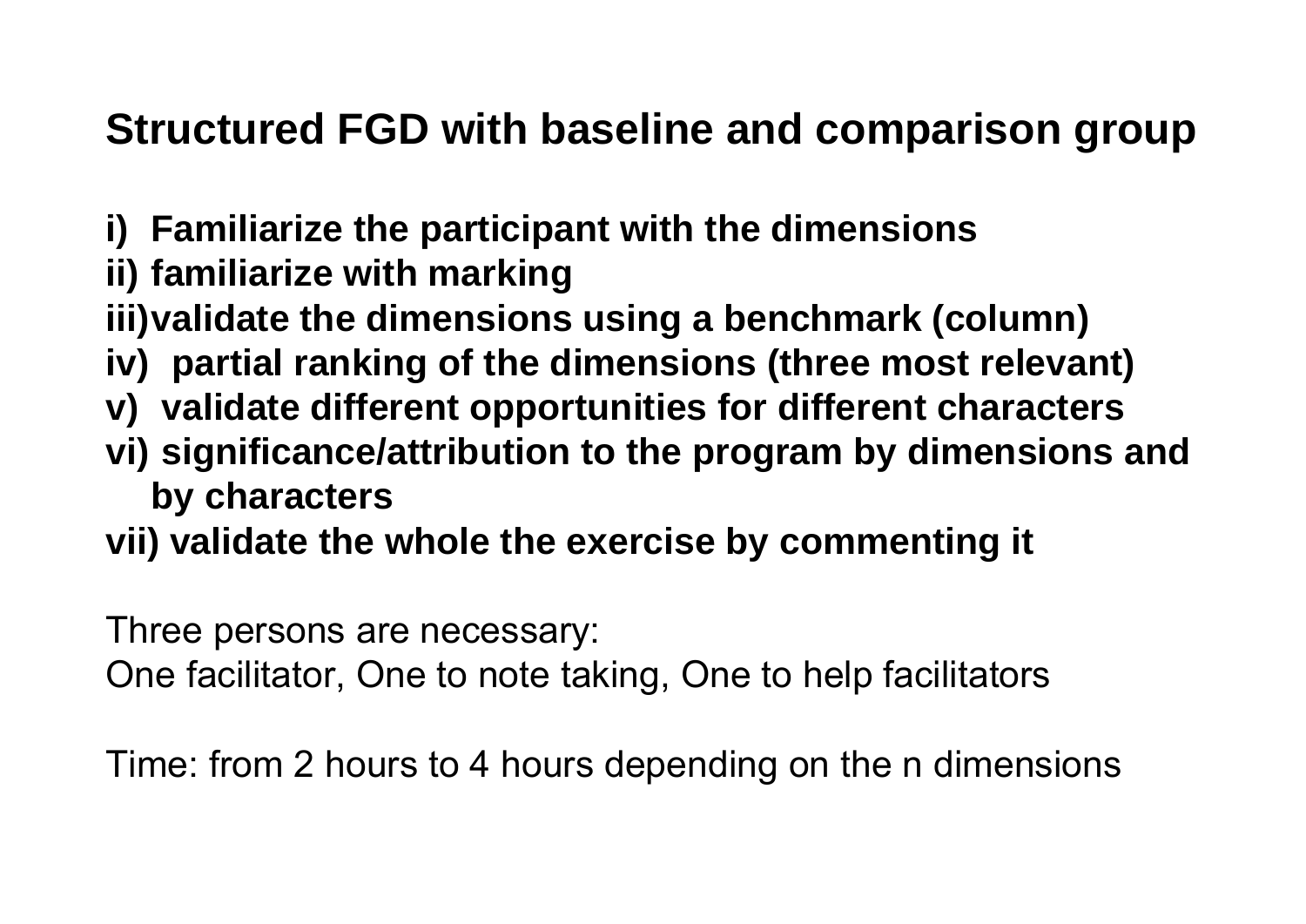## Structured FGD with baseline and comparison group

**i) Familiarize the participant with the dimensions**
**ii) familiarize with marking**
**iii) validate the dimensions using a benchmark (column)**
**iv) partial ranking of the dimensions (three most relevant)**
**v) validate different opportunities for different characters**
**vi) significance/attribution to the program by dimensions and by characters**
**vii) validate the whole the exercise by commenting it**

Three persons are necessary:
One facilitator, One to note taking, One to help facilitators

Time: from 2 hours to 4 hours depending on the n dimensions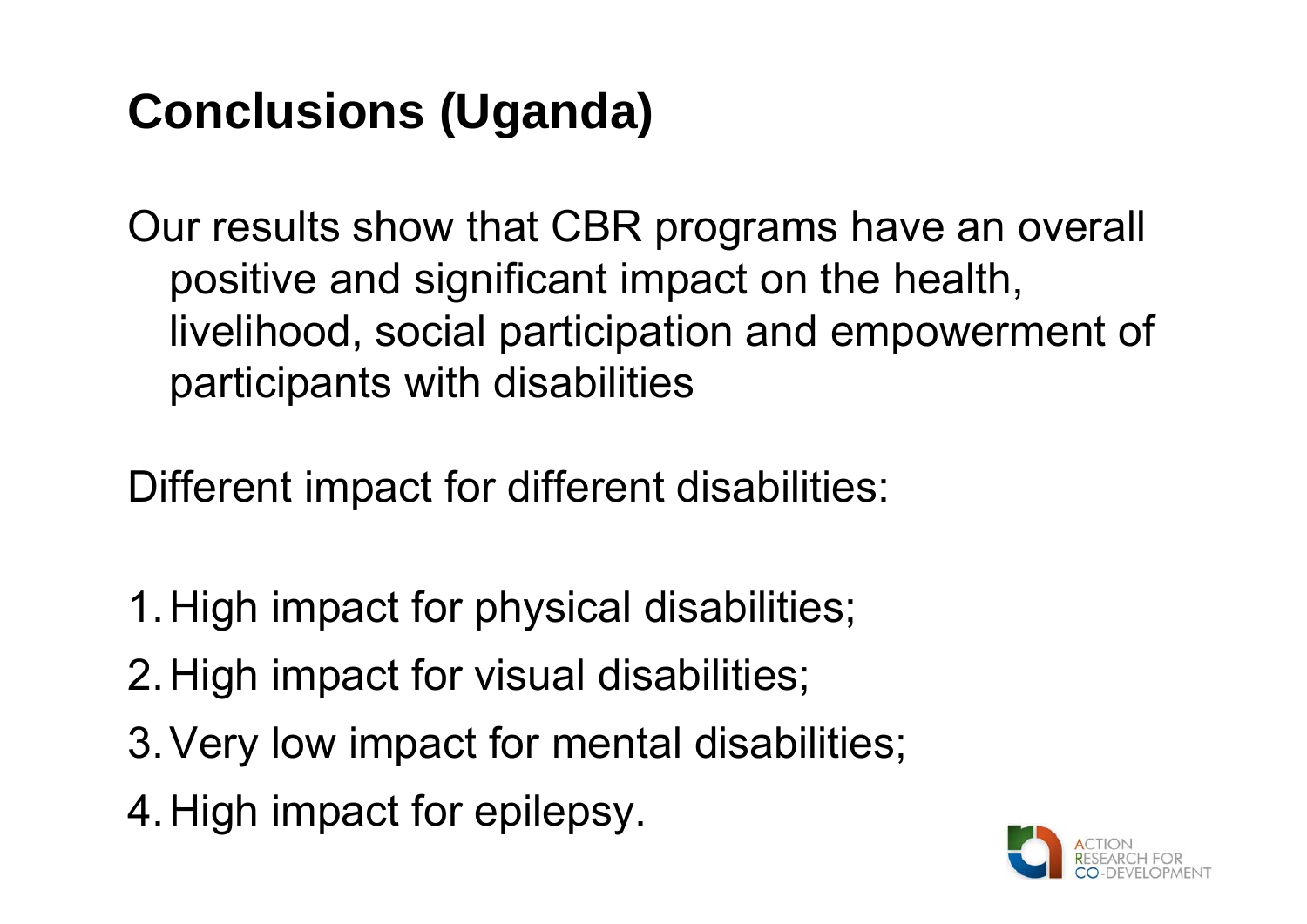# Conclusions (Uganda)

Our results show that CBR programs have an overall positive and significant impact on the health, livelihood, social participation and empowerment of participants with disabilities

Different impact for different disabilities:

1. High impact for physical disabilities;
2. High impact for visual disabilities;
3. Very low impact for mental disabilities;
4. High impact for epilepsy.

ACTION RESEARCH FOR CO-DEVELOPMENT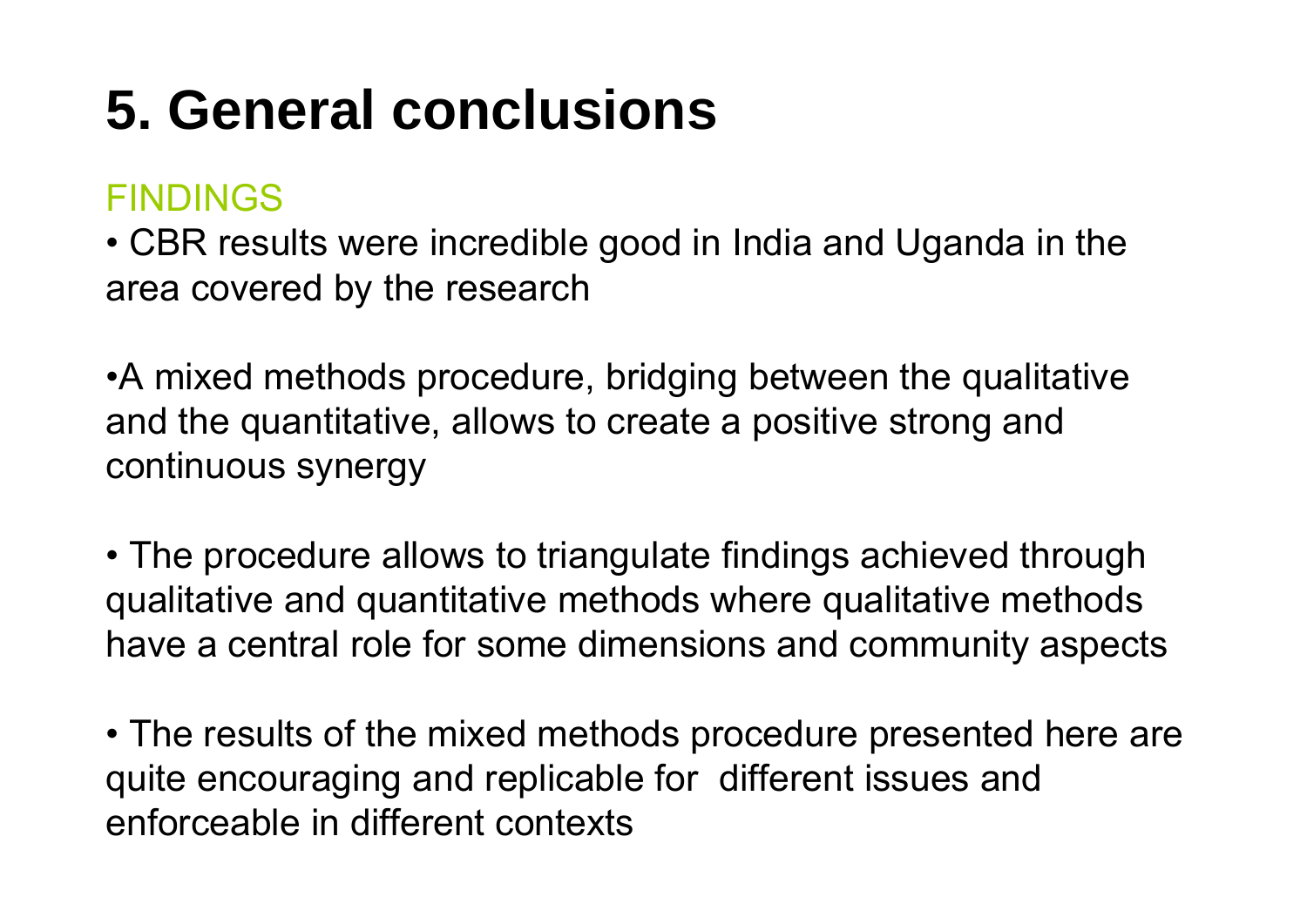# 5. General conclusions

FINDINGS

- CBR results were incredible good in India and Uganda in the area covered by the research

- A mixed methods procedure, bridging between the qualitative and the quantitative, allows to create a positive strong and continuous synergy

- The procedure allows to triangulate findings achieved through qualitative and quantitative methods where qualitative methods have a central role for some dimensions and community aspects

- The results of the mixed methods procedure presented here are quite encouraging and replicable for different issues and enforceable in different contexts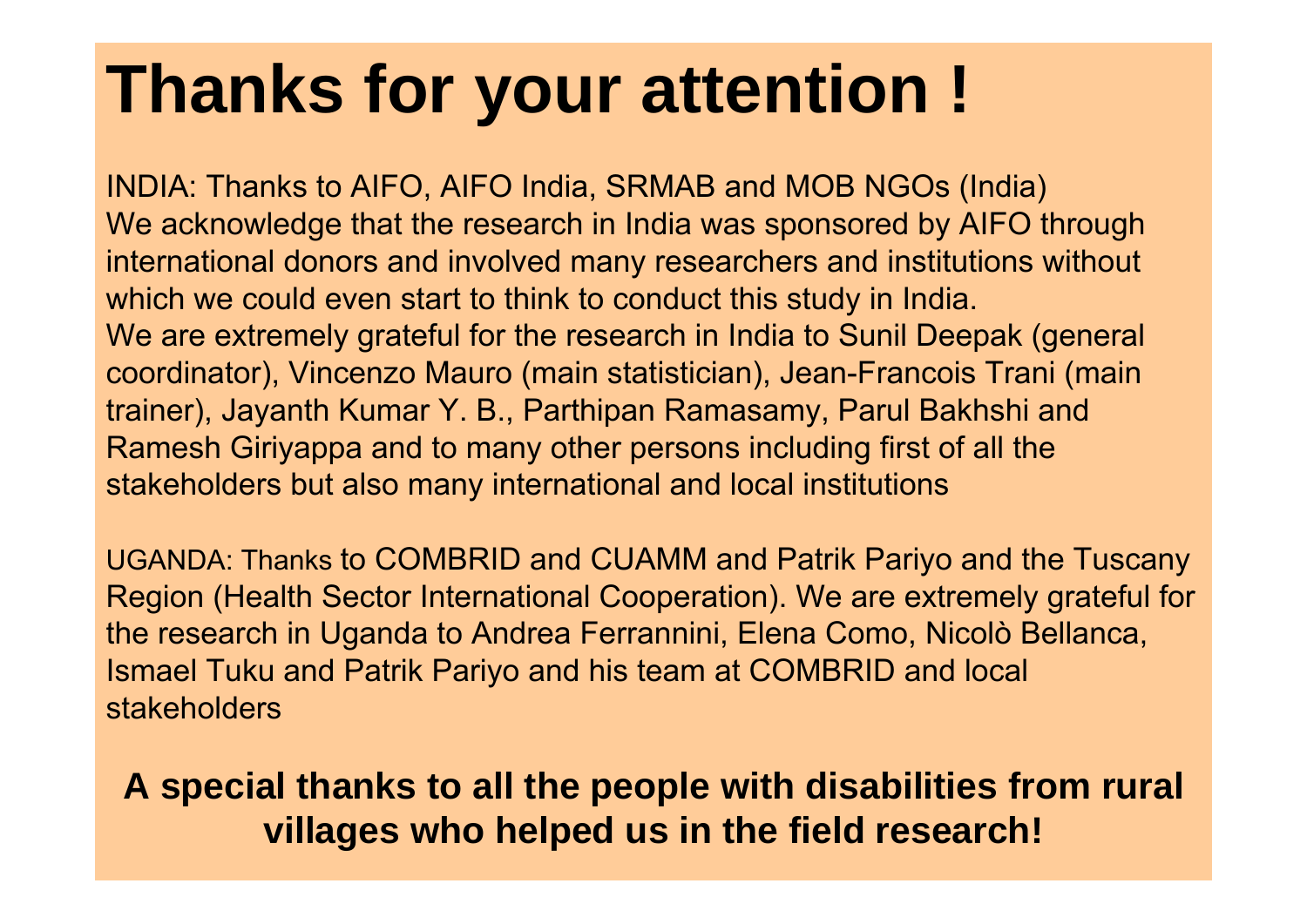# Thanks for your attention !

INDIA: Thanks to AIFO, AIFO India, SRMAB and MOB NGOs (India)
We acknowledge that the research in India was sponsored by AIFO through international donors and involved many researchers and institutions without which we could even start to think to conduct this study in India.
We are extremely grateful for the research in India to Sunil Deepak (general coordinator), Vincenzo Mauro (main statistician), Jean-Francois Trani (main trainer), Jayanth Kumar Y. B., Parthipan Ramasamy, Parul Bakhshi and Ramesh Giriyappa and to many other persons including first of all the stakeholders but also many international and local institutions

UGANDA: Thanks to COMBRID and CUAMM and Patrik Pariyo and the Tuscany Region (Health Sector International Cooperation). We are extremely grateful for the research in Uganda to Andrea Ferrannini, Elena Como, Nicolò Bellanca, Ismael Tuku and Patrik Pariyo and his team at COMBRID and local stakeholders

**A special thanks to all the people with disabilities from rural villages who helped us in the field research!**